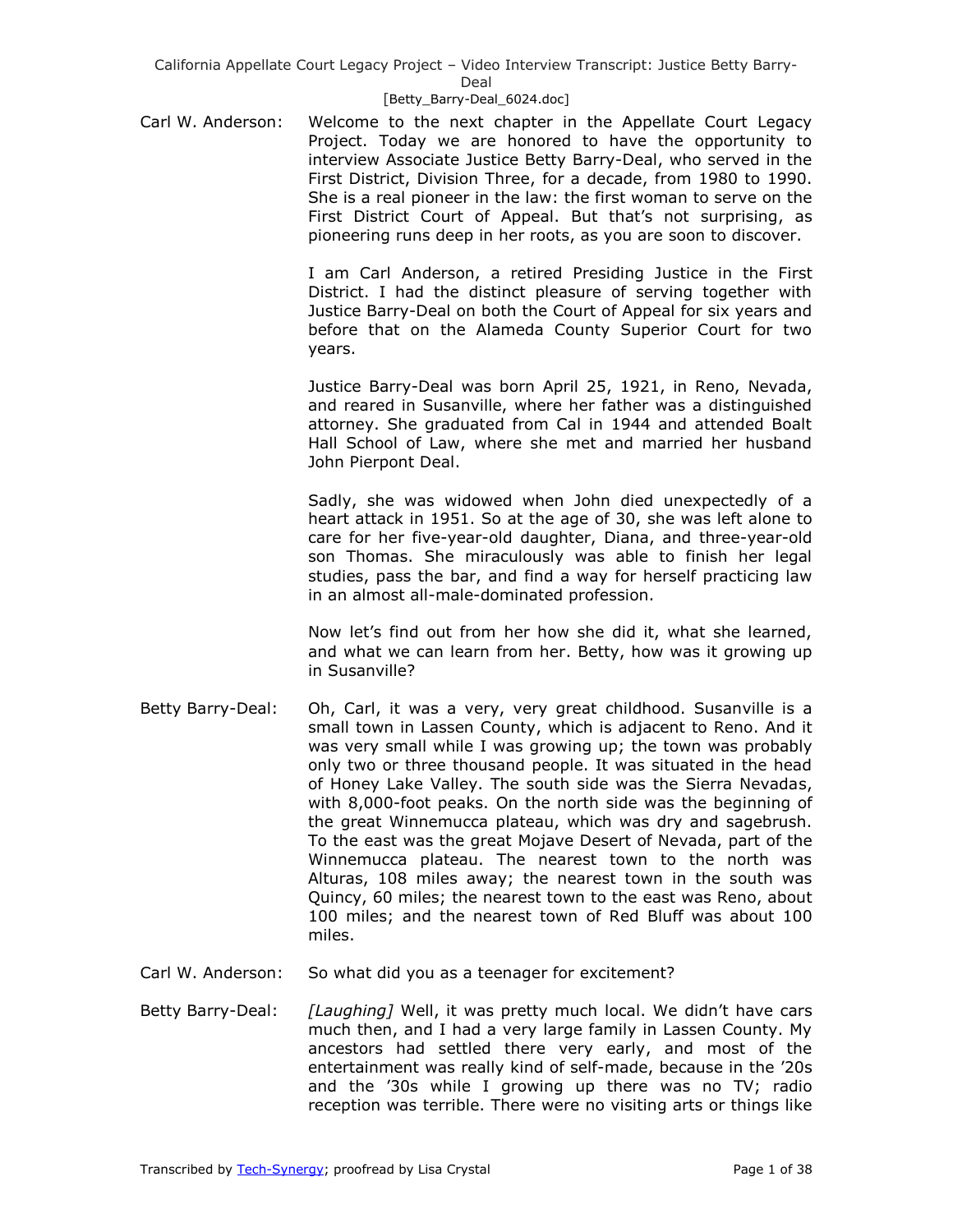Carl W. Anderson: Welcome to the next chapter in the Appellate Court Legacy Project. Today we are honored to have the opportunity to interview Associate Justice Betty Barry-Deal, who served in the First District, Division Three, for a decade, from 1980 to 1990. She is a real pioneer in the law: the first woman to serve on the First District Court of Appeal. But that's not surprising, as pioneering runs deep in her roots, as you are soon to discover.

I am Carl Anderson, a retired Presiding Justice in the First District. I had the distinct pleasure of serving together with Justice Barry-Deal on both the Court of Appeal for six years and before that on the Alameda County Superior Court for two years.

Justice Barry-Deal was born April 25, 1921, in Reno, Nevada, and reared in Susanville, where her father was a distinguished attorney. She graduated from Cal in 1944 and attended Boalt Hall School of Law, where she met and married her husband John Pierpont Deal.

Sadly, she was widowed when John died unexpectedly of a heart attack in 1951. So at the age of 30, she was left alone to care for her five-year-old daughter, Diana, and three-year-old son Thomas. She miraculously was able to finish her legal studies, pass the bar, and find a way for herself practicing law in an almost all-male-dominated profession.

Now let's find out from her how she did it, what she learned, and what we can learn from her. Betty, how was it growing up in Susanville?

Betty Barry-Deal: Oh, Carl, it was a very, very great childhood. Susanville is a small town in Lassen County, which is adjacent to Reno. And it was very small while I was growing up; the town was probably only two or three thousand people. It was situated in the head of Honey Lake Valley. The south side was the Sierra Nevadas, with 8,000-foot peaks. On the north side was the beginning of the great Winnemucca plateau, which was dry and sagebrush. To the east was the great Mojave Desert of Nevada, part of the Winnemucca plateau. The nearest town to the north was Alturas, 108 miles away; the nearest town in the south was Quincy, 60 miles; the nearest town to the east was Reno, about 100 miles; and the nearest town of Red Bluff was about 100 miles.

Carl W. Anderson: So what did you as a teenager for excitement?

Betty Barry-Deal: *[Laughing]* Well, it was pretty much local. We didn't have cars much then, and I had a very large family in Lassen County. My ancestors had settled there very early, and most of the entertainment was really kind of self-made, because in the '20s and the '30s while I growing up there was no TV; radio reception was terrible. There were no visiting arts or things like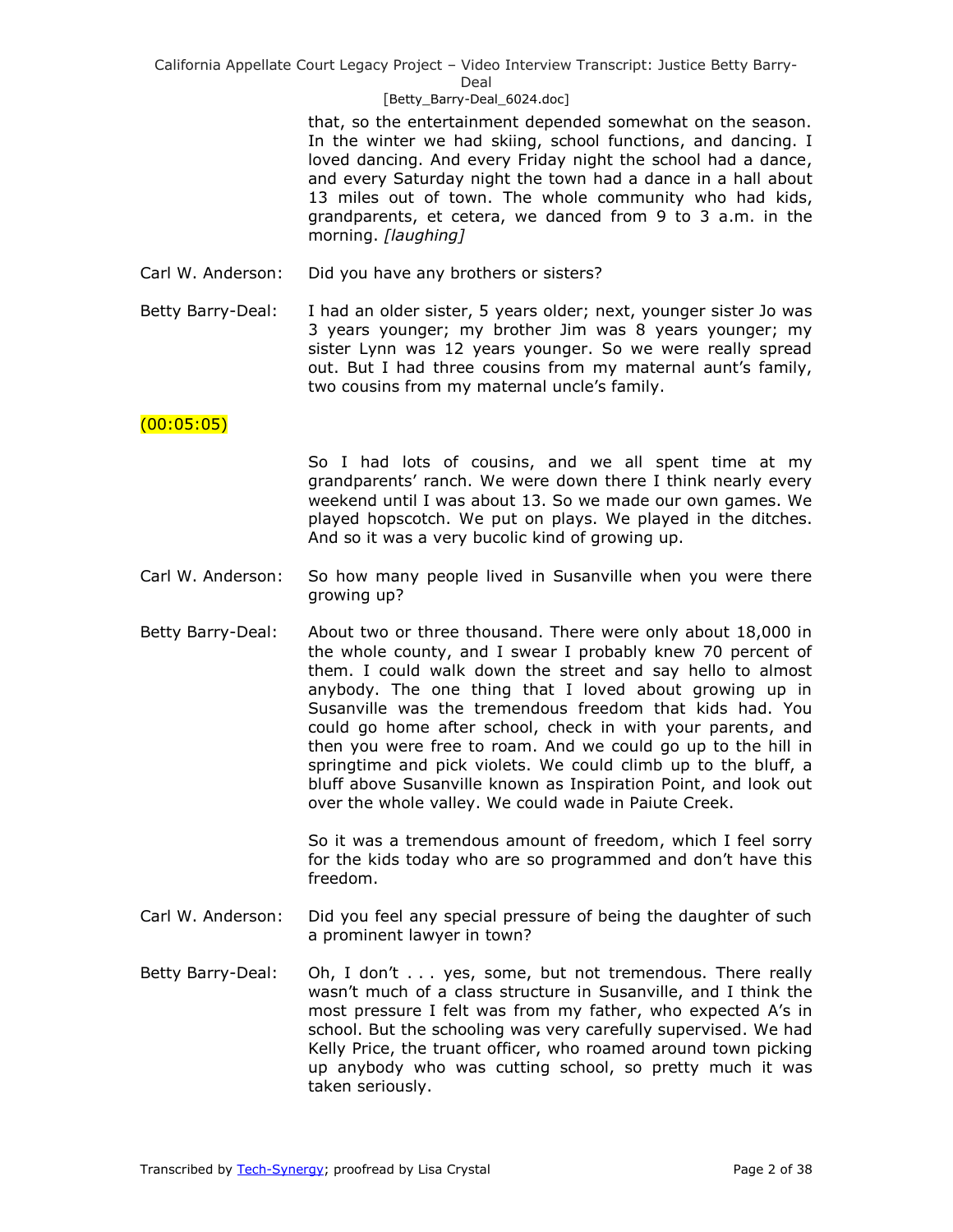that, so the entertainment depended somewhat on the season. In the winter we had skiing, school functions, and dancing. I loved dancing. And every Friday night the school had a dance, and every Saturday night the town had a dance in a hall about 13 miles out of town. The whole community who had kids, grandparents, et cetera, we danced from 9 to 3 a.m. in the morning. *[laughing]*

Carl W. Anderson: Did you have any brothers or sisters?

Betty Barry-Deal: I had an older sister, 5 years older; next, younger sister Jo was 3 years younger; my brother Jim was 8 years younger; my sister Lynn was 12 years younger. So we were really spread out. But I had three cousins from my maternal aunt's family, two cousins from my maternal uncle's family.

(00:05:05)

So I had lots of cousins, and we all spent time at my grandparents' ranch. We were down there I think nearly every weekend until I was about 13. So we made our own games. We played hopscotch. We put on plays. We played in the ditches. And so it was a very bucolic kind of growing up.

Carl W. Anderson: So how many people lived in Susanville when you were there growing up?

Betty Barry-Deal: About two or three thousand. There were only about 18,000 in the whole county, and I swear I probably knew 70 percent of them. I could walk down the street and say hello to almost anybody. The one thing that I loved about growing up in Susanville was the tremendous freedom that kids had. You could go home after school, check in with your parents, and then you were free to roam. And we could go up to the hill in springtime and pick violets. We could climb up to the bluff, a bluff above Susanville known as Inspiration Point, and look out over the whole valley. We could wade in Paiute Creek.

So it was a tremendous amount of freedom, which I feel sorry for the kids today who are so programmed and don't have this freedom.

Carl W. Anderson: Did you feel any special pressure of being the daughter of such a prominent lawyer in town?

Betty Barry-Deal: Oh, I don't . . . yes, some, but not tremendous. There really wasn't much of a class structure in Susanville, and I think the most pressure I felt was from my father, who expected A's in school. But the schooling was very carefully supervised. We had Kelly Price, the truant officer, who roamed around town picking up anybody who was cutting school, so pretty much it was taken seriously.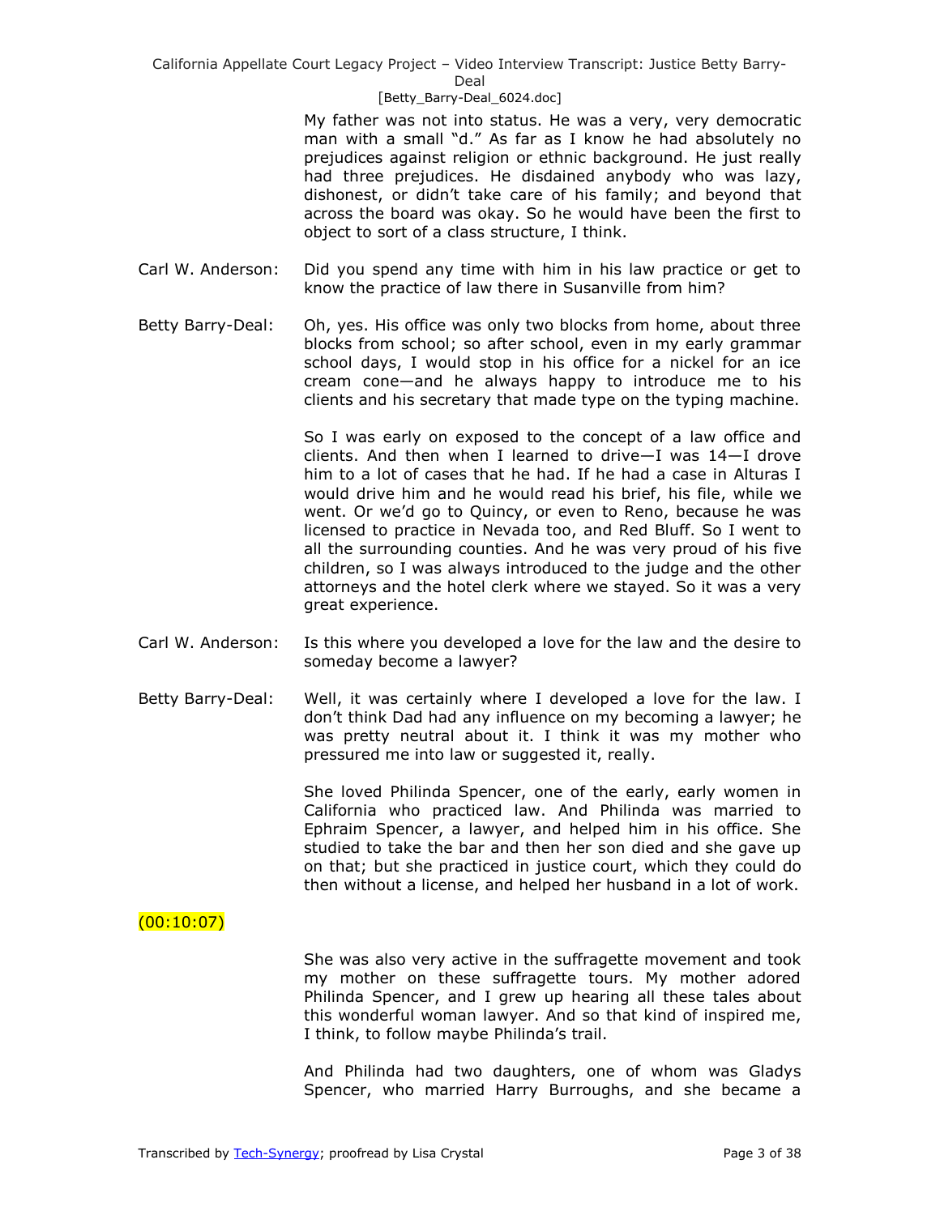My father was not into status. He was a very, very democratic man with a small "d." As far as I know he had absolutely no prejudices against religion or ethnic background. He just really had three prejudices. He disdained anybody who was lazy, dishonest, or didn't take care of his family; and beyond that across the board was okay. So he would have been the first to object to sort of a class structure, I think.

Carl W. Anderson: Did you spend any time with him in his law practice or get to know the practice of law there in Susanville from him?

Betty Barry-Deal: Oh, yes. His office was only two blocks from home, about three blocks from school; so after school, even in my early grammar school days, I would stop in his office for a nickel for an ice cream cone—and he always happy to introduce me to his clients and his secretary that made type on the typing machine.

So I was early on exposed to the concept of a law office and clients. And then when I learned to drive—I was 14—I drove him to a lot of cases that he had. If he had a case in Alturas I would drive him and he would read his brief, his file, while we went. Or we'd go to Quincy, or even to Reno, because he was licensed to practice in Nevada too, and Red Bluff. So I went to all the surrounding counties. And he was very proud of his five children, so I was always introduced to the judge and the other attorneys and the hotel clerk where we stayed. So it was a very great experience.

Carl W. Anderson: Is this where you developed a love for the law and the desire to someday become a lawyer?

Betty Barry-Deal: Well, it was certainly where I developed a love for the law. I don't think Dad had any influence on my becoming a lawyer; he was pretty neutral about it. I think it was my mother who pressured me into law or suggested it, really.

She loved Philinda Spencer, one of the early, early women in California who practiced law. And Philinda was married to Ephraim Spencer, a lawyer, and helped him in his office. She studied to take the bar and then her son died and she gave up on that; but she practiced in justice court, which they could do then without a license, and helped her husband in a lot of work.

(00:10:07)

She was also very active in the suffragette movement and took my mother on these suffragette tours. My mother adored Philinda Spencer, and I grew up hearing all these tales about this wonderful woman lawyer. And so that kind of inspired me, I think, to follow maybe Philinda's trail.

And Philinda had two daughters, one of whom was Gladys Spencer, who married Harry Burroughs, and she became a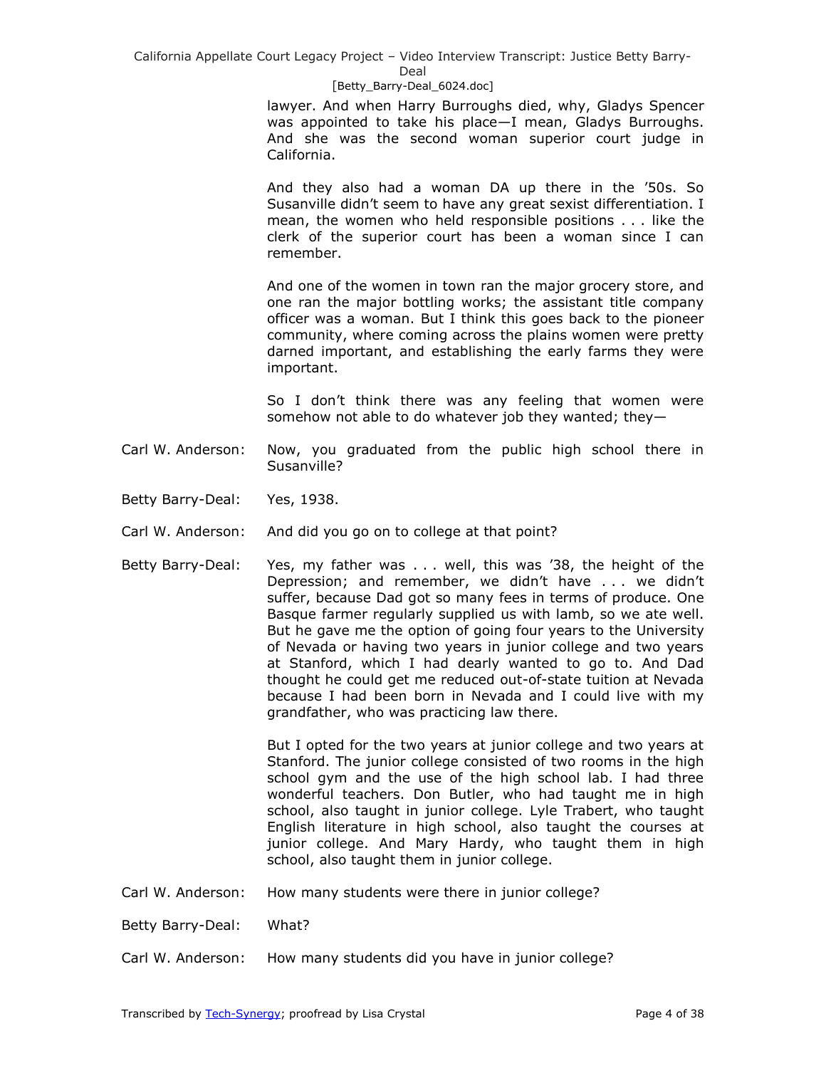lawyer. And when Harry Burroughs died, why, Gladys Spencer was appointed to take his place—I mean, Gladys Burroughs. And she was the second woman superior court judge in California.

And they also had a woman DA up there in the '50s. So Susanville didn't seem to have any great sexist differentiation. I mean, the women who held responsible positions . . . like the clerk of the superior court has been a woman since I can remember.

And one of the women in town ran the major grocery store, and one ran the major bottling works; the assistant title company officer was a woman. But I think this goes back to the pioneer community, where coming across the plains women were pretty darned important, and establishing the early farms they were important.

So I don't think there was any feeling that women were somehow not able to do whatever job they wanted; they—

Carl W. Anderson: Now, you graduated from the public high school there in Susanville?

Betty Barry-Deal: Yes, 1938.

Carl W. Anderson: And did you go on to college at that point?

Betty Barry-Deal: Yes, my father was . . . well, this was '38, the height of the Depression; and remember, we didn't have . . . we didn't suffer, because Dad got so many fees in terms of produce. One Basque farmer regularly supplied us with lamb, so we ate well. But he gave me the option of going four years to the University of Nevada or having two years in junior college and two years at Stanford, which I had dearly wanted to go to. And Dad thought he could get me reduced out-of-state tuition at Nevada because I had been born in Nevada and I could live with my grandfather, who was practicing law there.

But I opted for the two years at junior college and two years at Stanford. The junior college consisted of two rooms in the high school gym and the use of the high school lab. I had three wonderful teachers. Don Butler, who had taught me in high school, also taught in junior college. Lyle Trabert, who taught English literature in high school, also taught the courses at junior college. And Mary Hardy, who taught them in high school, also taught them in junior college.

Carl W. Anderson: How many students were there in junior college?

Betty Barry-Deal: What?

Carl W. Anderson: How many students did you have in junior college?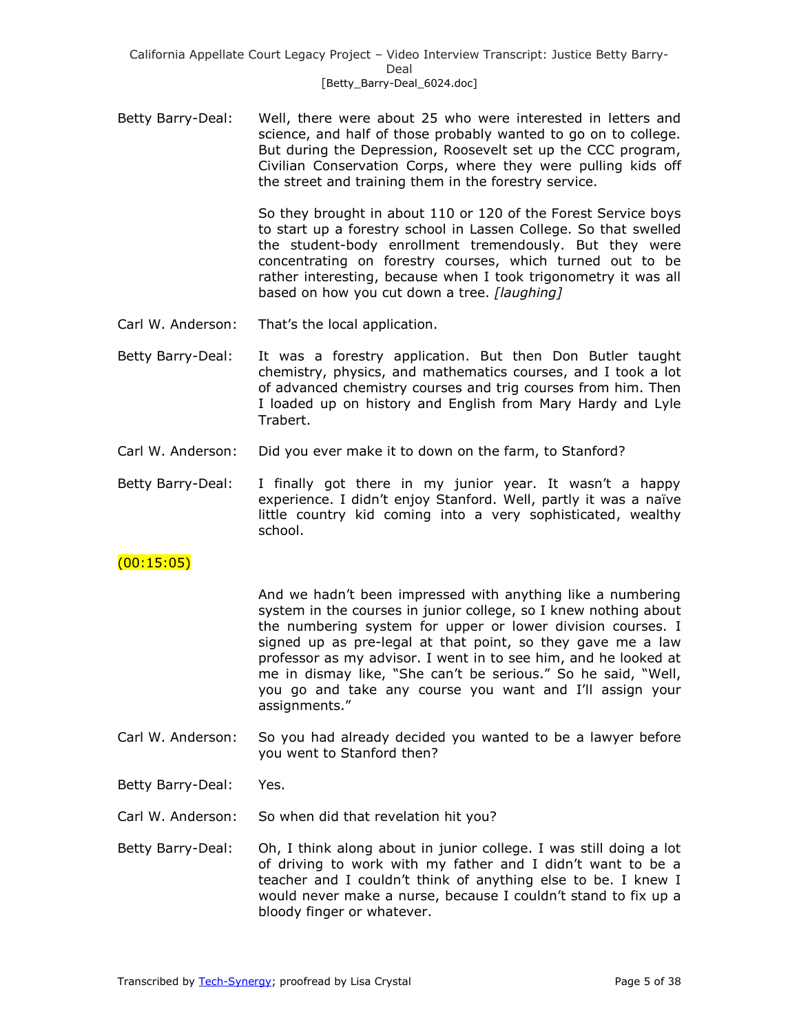Betty Barry-Deal: Well, there were about 25 who were interested in letters and science, and half of those probably wanted to go on to college. But during the Depression, Roosevelt set up the CCC program, Civilian Conservation Corps, where they were pulling kids off the street and training them in the forestry service.

So they brought in about 110 or 120 of the Forest Service boys to start up a forestry school in Lassen College. So that swelled the student-body enrollment tremendously. But they were concentrating on forestry courses, which turned out to be rather interesting, because when I took trigonometry it was all based on how you cut down a tree. *[laughing]*

Carl W. Anderson: That's the local application.

Betty Barry-Deal: It was a forestry application. But then Don Butler taught chemistry, physics, and mathematics courses, and I took a lot of advanced chemistry courses and trig courses from him. Then I loaded up on history and English from Mary Hardy and Lyle Trabert.

Carl W. Anderson: Did you ever make it to down on the farm, to Stanford?

Betty Barry-Deal: I finally got there in my junior year. It wasn't a happy experience. I didn't enjoy Stanford. Well, partly it was a naïve little country kid coming into a very sophisticated, wealthy school.

(00:15:05)

And we hadn't been impressed with anything like a numbering system in the courses in junior college, so I knew nothing about the numbering system for upper or lower division courses. I signed up as pre-legal at that point, so they gave me a law professor as my advisor. I went in to see him, and he looked at me in dismay like, "She can't be serious." So he said, "Well, you go and take any course you want and I'll assign your assignments."

Carl W. Anderson: So you had already decided you wanted to be a lawyer before you went to Stanford then?

Betty Barry-Deal: Yes.

Carl W. Anderson: So when did that revelation hit you?

Betty Barry-Deal: Oh, I think along about in junior college. I was still doing a lot of driving to work with my father and I didn't want to be a teacher and I couldn't think of anything else to be. I knew I would never make a nurse, because I couldn't stand to fix up a bloody finger or whatever.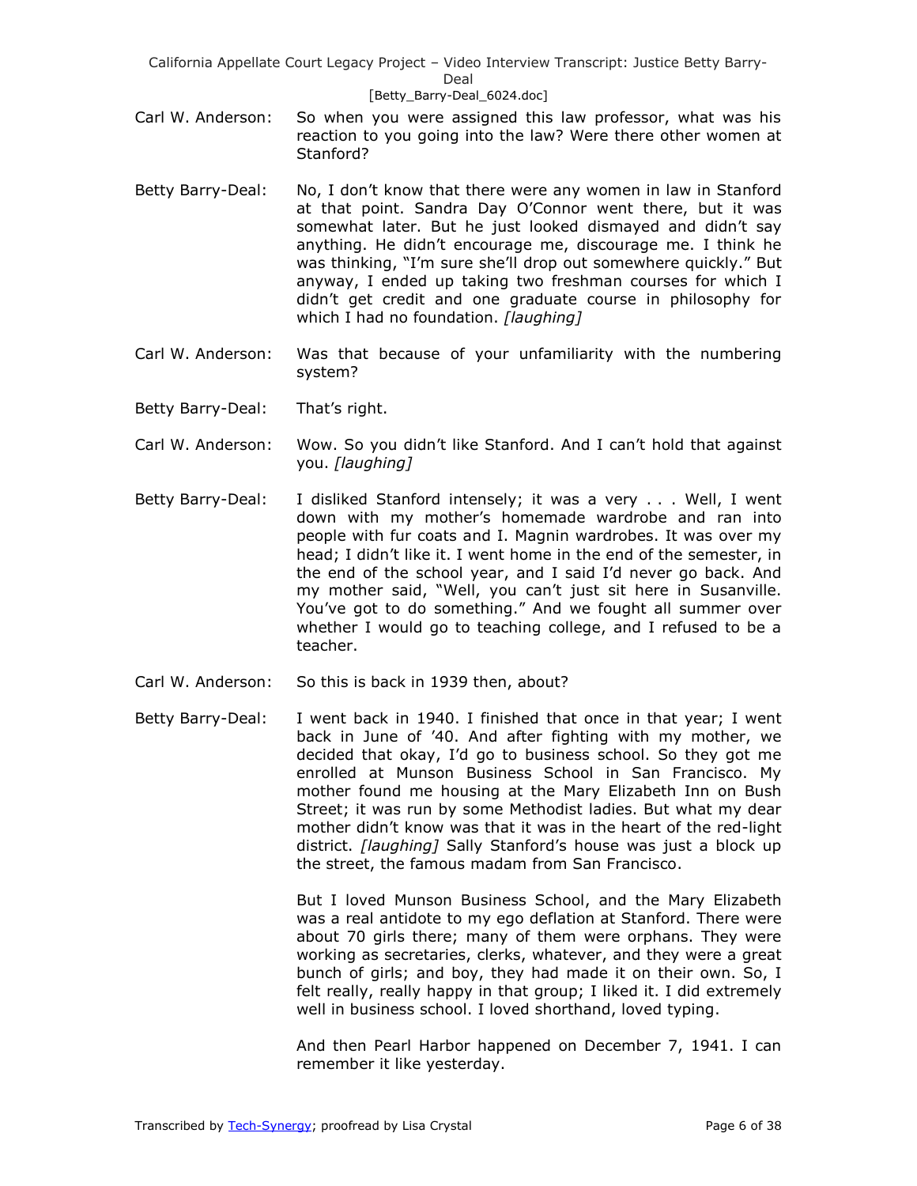Carl W. Anderson: So when you were assigned this law professor, what was his reaction to you going into the law? Were there other women at Stanford?

Betty Barry-Deal: No, I don't know that there were any women in law in Stanford at that point. Sandra Day O'Connor went there, but it was somewhat later. But he just looked dismayed and didn't say anything. He didn't encourage me, discourage me. I think he was thinking, "I'm sure she'll drop out somewhere quickly." But anyway, I ended up taking two freshman courses for which I didn't get credit and one graduate course in philosophy for which I had no foundation. *[laughing]*

Carl W. Anderson: Was that because of your unfamiliarity with the numbering system?

Betty Barry-Deal: That's right.

Carl W. Anderson: Wow. So you didn't like Stanford. And I can't hold that against you. *[laughing]*

Betty Barry-Deal: I disliked Stanford intensely; it was a very . . . Well, I went down with my mother's homemade wardrobe and ran into people with fur coats and I. Magnin wardrobes. It was over my head; I didn't like it. I went home in the end of the semester, in the end of the school year, and I said I'd never go back. And my mother said, "Well, you can't just sit here in Susanville. You've got to do something." And we fought all summer over whether I would go to teaching college, and I refused to be a teacher.

Carl W. Anderson: So this is back in 1939 then, about?

Betty Barry-Deal: I went back in 1940. I finished that once in that year; I went back in June of '40. And after fighting with my mother, we decided that okay, I'd go to business school. So they got me enrolled at Munson Business School in San Francisco. My mother found me housing at the Mary Elizabeth Inn on Bush Street; it was run by some Methodist ladies. But what my dear mother didn't know was that it was in the heart of the red-light district. *[laughing]* Sally Stanford's house was just a block up the street, the famous madam from San Francisco.

But I loved Munson Business School, and the Mary Elizabeth was a real antidote to my ego deflation at Stanford. There were about 70 girls there; many of them were orphans. They were working as secretaries, clerks, whatever, and they were a great bunch of girls; and boy, they had made it on their own. So, I felt really, really happy in that group; I liked it. I did extremely well in business school. I loved shorthand, loved typing.

And then Pearl Harbor happened on December 7, 1941. I can remember it like yesterday.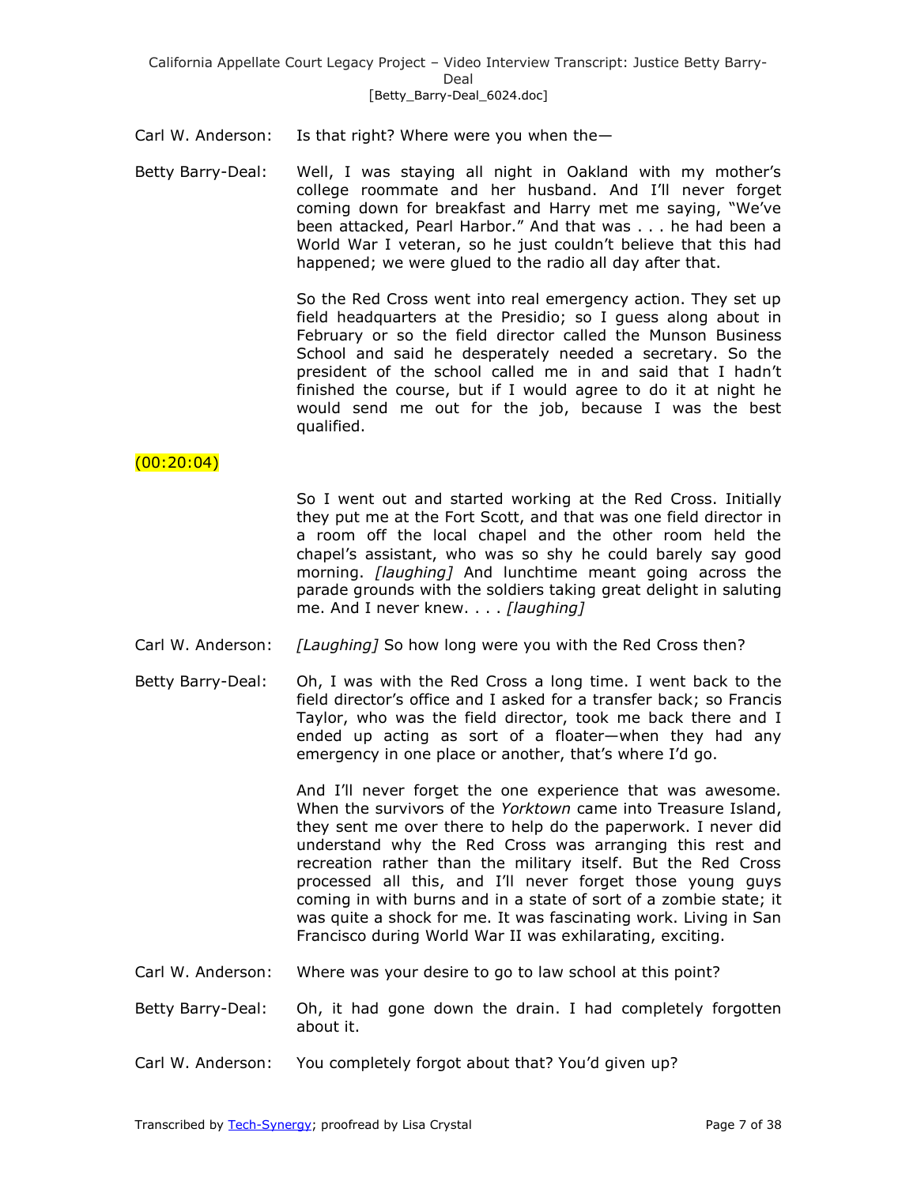Carl W. Anderson: Is that right? Where were you when the—

Betty Barry-Deal: Well, I was staying all night in Oakland with my mother's college roommate and her husband. And I'll never forget coming down for breakfast and Harry met me saying, "We've been attacked, Pearl Harbor." And that was . . . he had been a World War I veteran, so he just couldn't believe that this had happened; we were glued to the radio all day after that.

So the Red Cross went into real emergency action. They set up field headquarters at the Presidio; so I guess along about in February or so the field director called the Munson Business School and said he desperately needed a secretary. So the president of the school called me in and said that I hadn't finished the course, but if I would agree to do it at night he would send me out for the job, because I was the best qualified.

(00:20:04)

So I went out and started working at the Red Cross. Initially they put me at the Fort Scott, and that was one field director in a room off the local chapel and the other room held the chapel's assistant, who was so shy he could barely say good morning. *[laughing]* And lunchtime meant going across the parade grounds with the soldiers taking great delight in saluting me. And I never knew. . . . *[laughing]*

Carl W. Anderson: *[Laughing]* So how long were you with the Red Cross then?

Betty Barry-Deal: Oh, I was with the Red Cross a long time. I went back to the field director's office and I asked for a transfer back; so Francis Taylor, who was the field director, took me back there and I ended up acting as sort of a floater—when they had any emergency in one place or another, that's where I'd go.

And I'll never forget the one experience that was awesome. When the survivors of the *Yorktown* came into Treasure Island, they sent me over there to help do the paperwork. I never did understand why the Red Cross was arranging this rest and recreation rather than the military itself. But the Red Cross processed all this, and I'll never forget those young guys coming in with burns and in a state of sort of a zombie state; it was quite a shock for me. It was fascinating work. Living in San Francisco during World War II was exhilarating, exciting.

Carl W. Anderson: Where was your desire to go to law school at this point?

Betty Barry-Deal: Oh, it had gone down the drain. I had completely forgotten about it.

Carl W. Anderson: You completely forgot about that? You'd given up?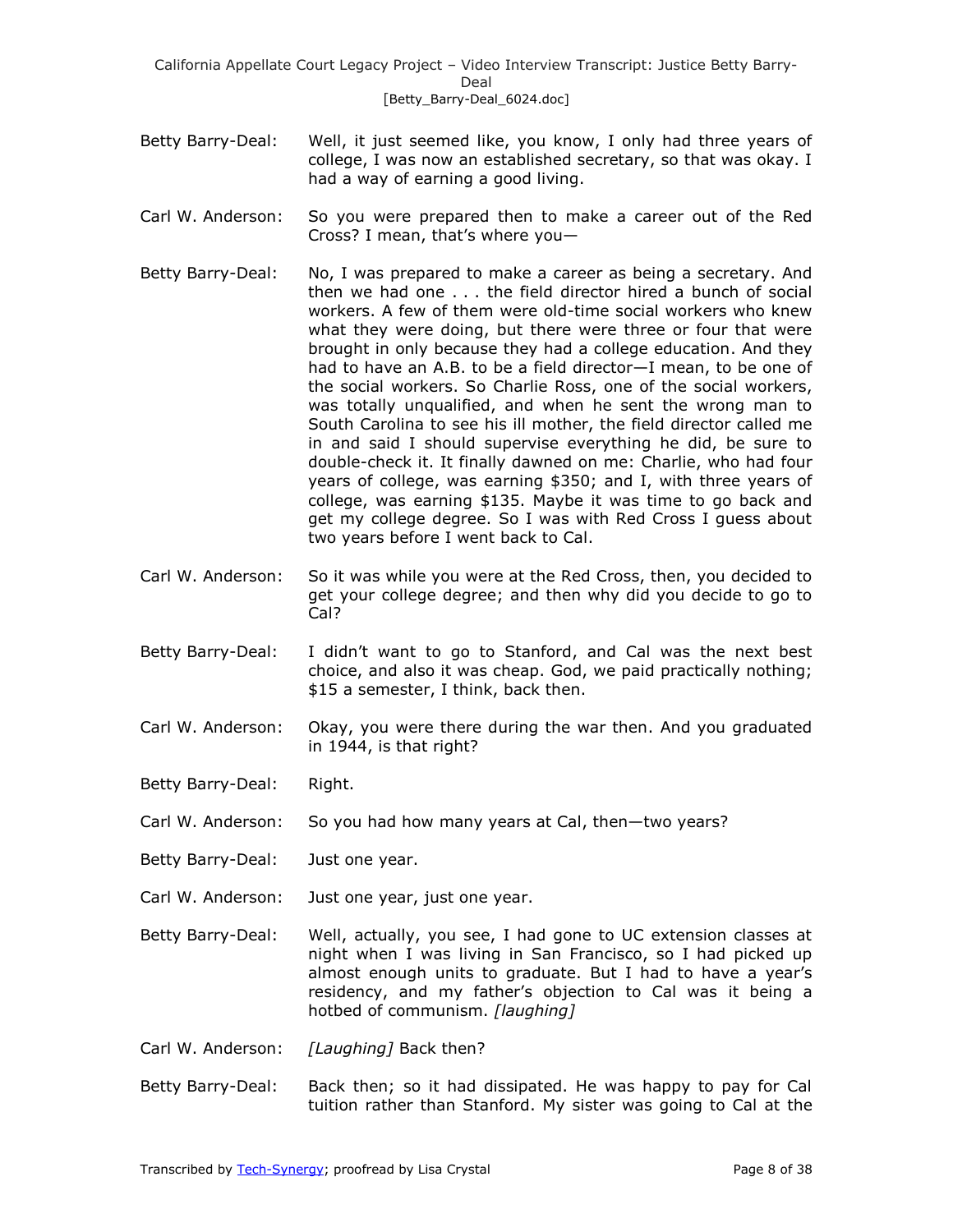Betty Barry-Deal: Well, it just seemed like, you know, I only had three years of college, I was now an established secretary, so that was okay. I had a way of earning a good living.

Carl W. Anderson: So you were prepared then to make a career out of the Red Cross? I mean, that's where you—

Betty Barry-Deal: No, I was prepared to make a career as being a secretary. And then we had one . . . the field director hired a bunch of social workers. A few of them were old-time social workers who knew what they were doing, but there were three or four that were brought in only because they had a college education. And they had to have an A.B. to be a field director—I mean, to be one of the social workers. So Charlie Ross, one of the social workers, was totally unqualified, and when he sent the wrong man to South Carolina to see his ill mother, the field director called me in and said I should supervise everything he did, be sure to double-check it. It finally dawned on me: Charlie, who had four years of college, was earning $350; and I, with three years of college, was earning $135. Maybe it was time to go back and get my college degree. So I was with Red Cross I guess about two years before I went back to Cal.

Carl W. Anderson: So it was while you were at the Red Cross, then, you decided to get your college degree; and then why did you decide to go to Cal?

Betty Barry-Deal: I didn't want to go to Stanford, and Cal was the next best choice, and also it was cheap. God, we paid practically nothing; $15 a semester, I think, back then.

Carl W. Anderson: Okay, you were there during the war then. And you graduated in 1944, is that right?

Betty Barry-Deal: Right.

Carl W. Anderson: So you had how many years at Cal, then—two years?

Betty Barry-Deal: Just one year.

Carl W. Anderson: Just one year, just one year.

Betty Barry-Deal: Well, actually, you see, I had gone to UC extension classes at night when I was living in San Francisco, so I had picked up almost enough units to graduate. But I had to have a year's residency, and my father's objection to Cal was it being a hotbed of communism. *[laughing]*

Carl W. Anderson: *[Laughing]* Back then?

Betty Barry-Deal: Back then; so it had dissipated. He was happy to pay for Cal tuition rather than Stanford. My sister was going to Cal at the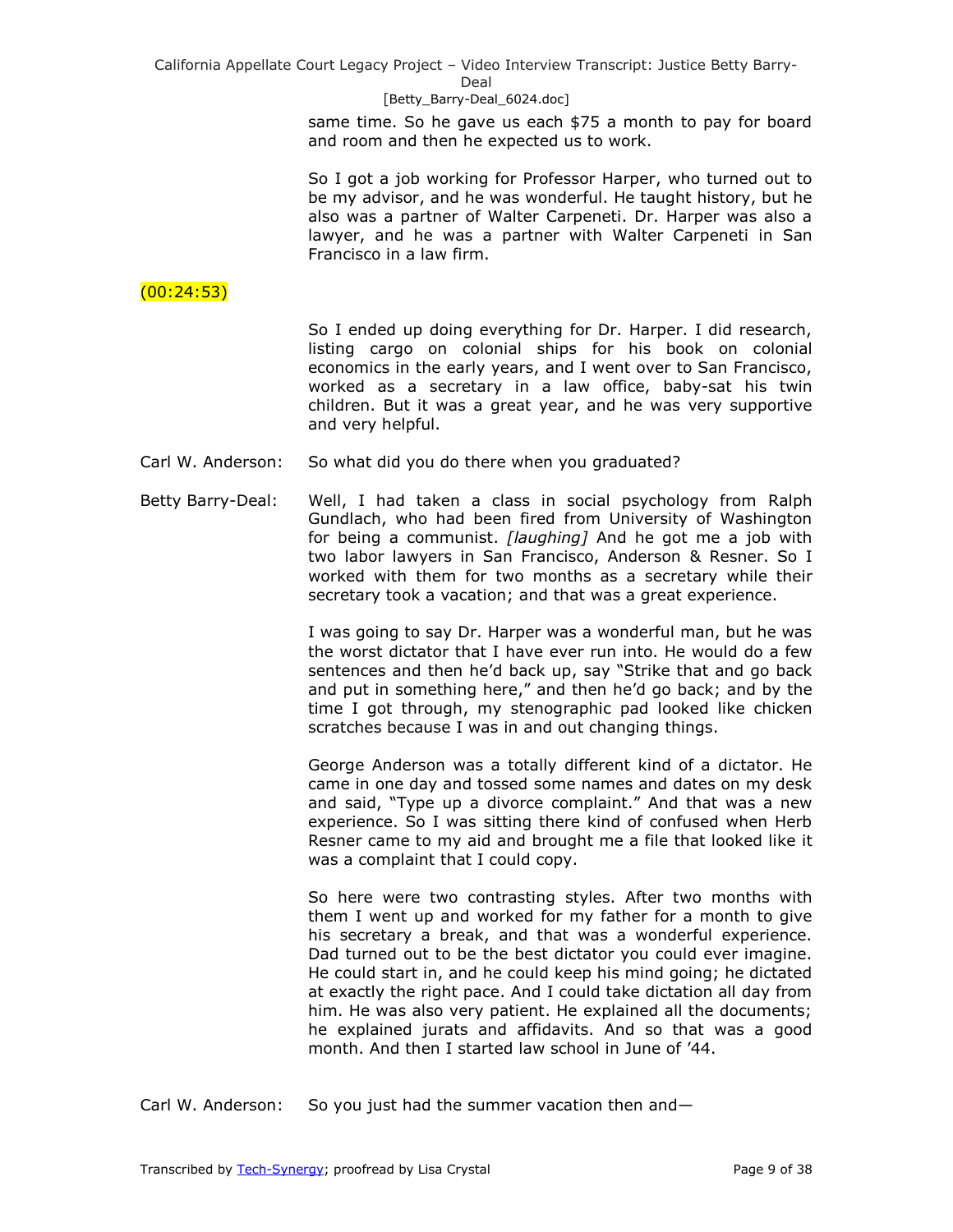same time. So he gave us each $75 a month to pay for board and room and then he expected us to work.

So I got a job working for Professor Harper, who turned out to be my advisor, and he was wonderful. He taught history, but he also was a partner of Walter Carpeneti. Dr. Harper was also a lawyer, and he was a partner with Walter Carpeneti in San Francisco in a law firm.

(00:24:53)

So I ended up doing everything for Dr. Harper. I did research, listing cargo on colonial ships for his book on colonial economics in the early years, and I went over to San Francisco, worked as a secretary in a law office, baby-sat his twin children. But it was a great year, and he was very supportive and very helpful.

Carl W. Anderson: So what did you do there when you graduated?

Betty Barry-Deal: Well, I had taken a class in social psychology from Ralph Gundlach, who had been fired from University of Washington for being a communist. *[laughing]* And he got me a job with two labor lawyers in San Francisco, Anderson & Resner. So I worked with them for two months as a secretary while their secretary took a vacation; and that was a great experience.

I was going to say Dr. Harper was a wonderful man, but he was the worst dictator that I have ever run into. He would do a few sentences and then he'd back up, say "Strike that and go back and put in something here," and then he'd go back; and by the time I got through, my stenographic pad looked like chicken scratches because I was in and out changing things.

George Anderson was a totally different kind of a dictator. He came in one day and tossed some names and dates on my desk and said, "Type up a divorce complaint." And that was a new experience. So I was sitting there kind of confused when Herb Resner came to my aid and brought me a file that looked like it was a complaint that I could copy.

So here were two contrasting styles. After two months with them I went up and worked for my father for a month to give his secretary a break, and that was a wonderful experience. Dad turned out to be the best dictator you could ever imagine. He could start in, and he could keep his mind going; he dictated at exactly the right pace. And I could take dictation all day from him. He was also very patient. He explained all the documents; he explained jurats and affidavits. And so that was a good month. And then I started law school in June of '44.

Carl W. Anderson: So you just had the summer vacation then and—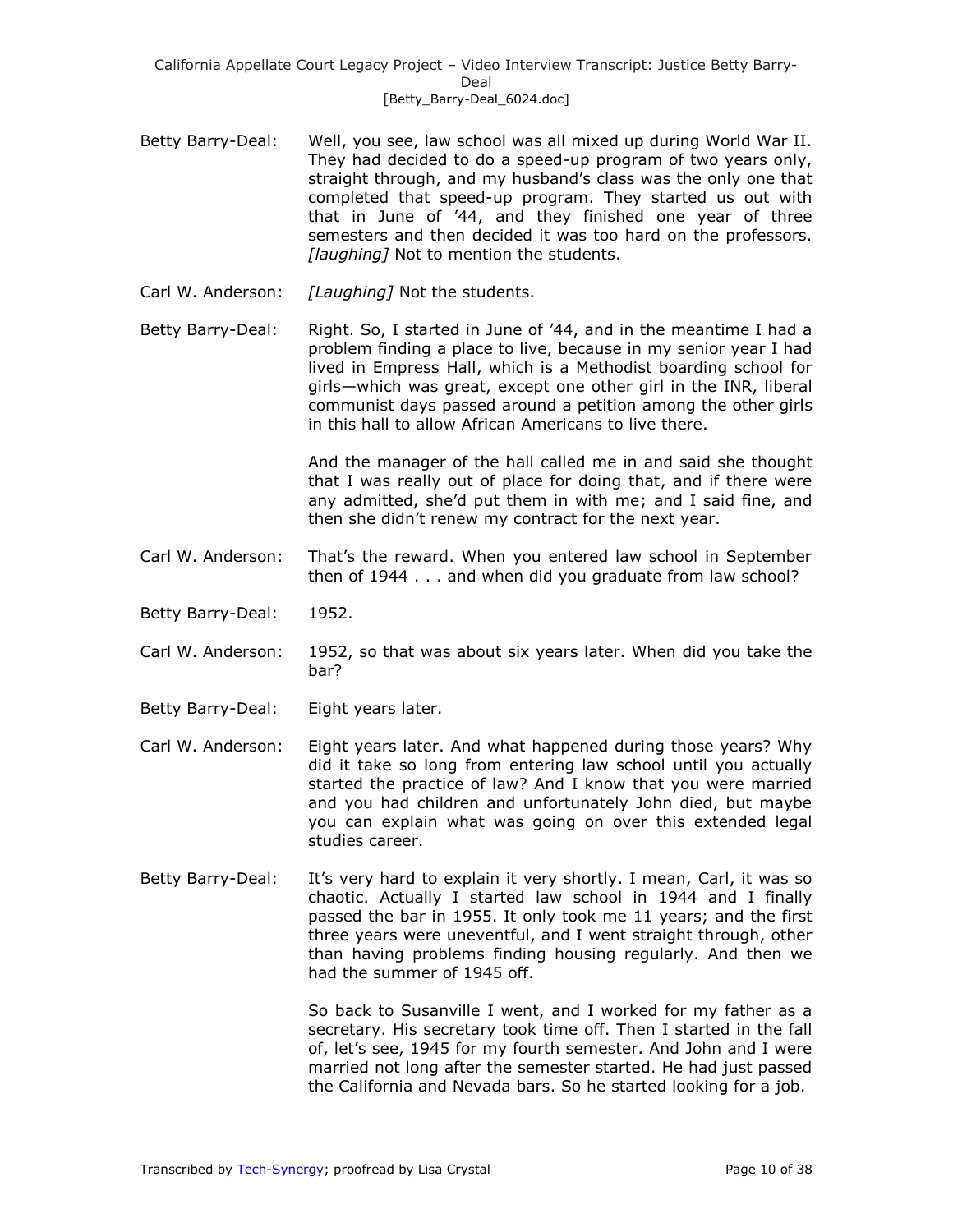Betty Barry-Deal: Well, you see, law school was all mixed up during World War II. They had decided to do a speed-up program of two years only, straight through, and my husband's class was the only one that completed that speed-up program. They started us out with that in June of '44, and they finished one year of three semesters and then decided it was too hard on the professors. *[laughing]* Not to mention the students.

Carl W. Anderson: *[Laughing]* Not the students.

Betty Barry-Deal: Right. So, I started in June of '44, and in the meantime I had a problem finding a place to live, because in my senior year I had lived in Empress Hall, which is a Methodist boarding school for girls—which was great, except one other girl in the INR, liberal communist days passed around a petition among the other girls in this hall to allow African Americans to live there.

And the manager of the hall called me in and said she thought that I was really out of place for doing that, and if there were any admitted, she'd put them in with me; and I said fine, and then she didn't renew my contract for the next year.

Carl W. Anderson: That's the reward. When you entered law school in September then of 1944 . . . and when did you graduate from law school?

Betty Barry-Deal: 1952.

Carl W. Anderson: 1952, so that was about six years later. When did you take the bar?

Betty Barry-Deal: Eight years later.

Carl W. Anderson: Eight years later. And what happened during those years? Why did it take so long from entering law school until you actually started the practice of law? And I know that you were married and you had children and unfortunately John died, but maybe you can explain what was going on over this extended legal studies career.

Betty Barry-Deal: It's very hard to explain it very shortly. I mean, Carl, it was so chaotic. Actually I started law school in 1944 and I finally passed the bar in 1955. It only took me 11 years; and the first three years were uneventful, and I went straight through, other than having problems finding housing regularly. And then we had the summer of 1945 off.

So back to Susanville I went, and I worked for my father as a secretary. His secretary took time off. Then I started in the fall of, let's see, 1945 for my fourth semester. And John and I were married not long after the semester started. He had just passed the California and Nevada bars. So he started looking for a job.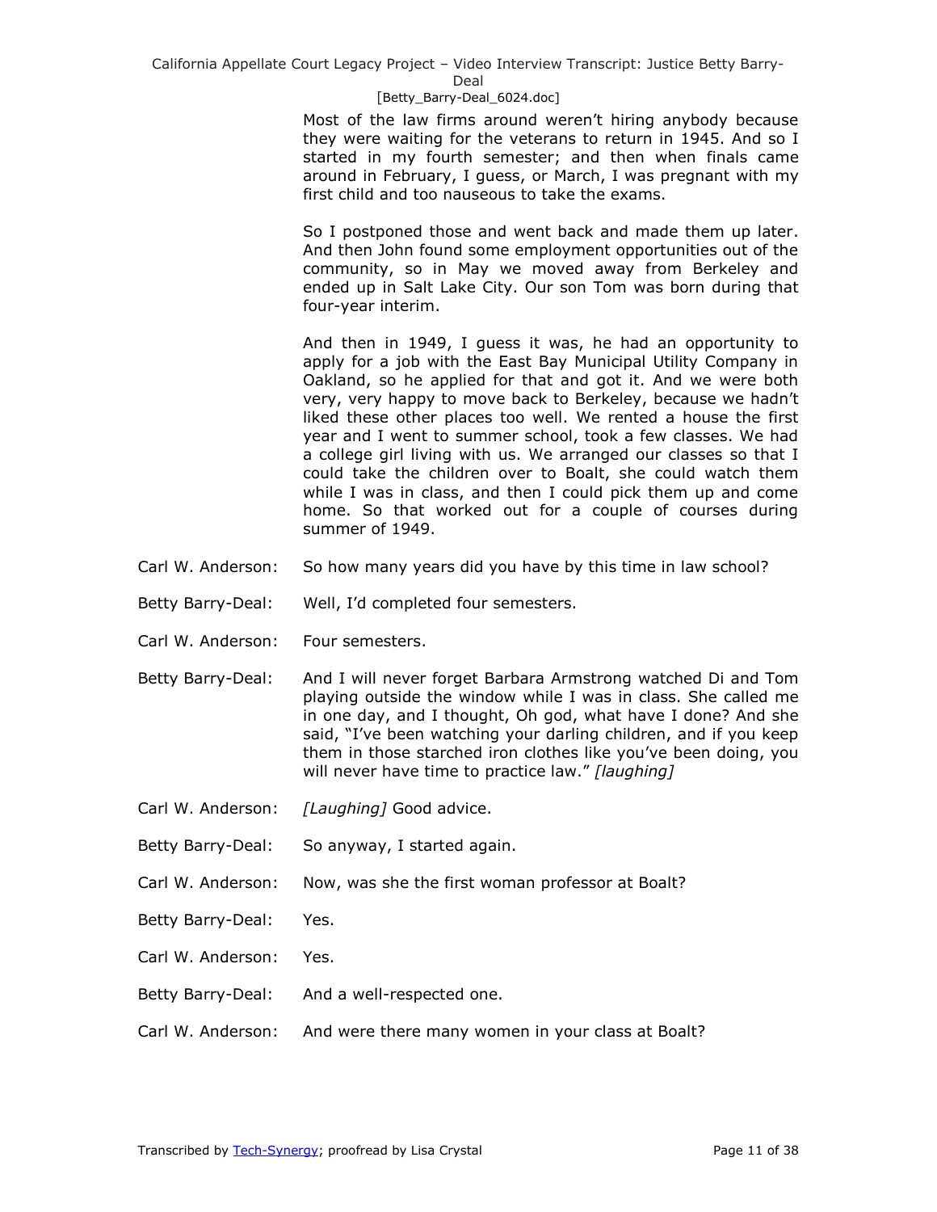Most of the law firms around weren't hiring anybody because they were waiting for the veterans to return in 1945. And so I started in my fourth semester; and then when finals came around in February, I guess, or March, I was pregnant with my first child and too nauseous to take the exams.

So I postponed those and went back and made them up later. And then John found some employment opportunities out of the community, so in May we moved away from Berkeley and ended up in Salt Lake City. Our son Tom was born during that four-year interim.

And then in 1949, I guess it was, he had an opportunity to apply for a job with the East Bay Municipal Utility Company in Oakland, so he applied for that and got it. And we were both very, very happy to move back to Berkeley, because we hadn't liked these other places too well. We rented a house the first year and I went to summer school, took a few classes. We had a college girl living with us. We arranged our classes so that I could take the children over to Boalt, she could watch them while I was in class, and then I could pick them up and come home. So that worked out for a couple of courses during summer of 1949.

Carl W. Anderson: So how many years did you have by this time in law school?

Betty Barry-Deal: Well, I'd completed four semesters.

Carl W. Anderson: Four semesters.

Betty Barry-Deal: And I will never forget Barbara Armstrong watched Di and Tom playing outside the window while I was in class. She called me in one day, and I thought, Oh god, what have I done? And she said, "I've been watching your darling children, and if you keep them in those starched iron clothes like you've been doing, you will never have time to practice law." *[laughing]*

Carl W. Anderson: *[Laughing]* Good advice.

Betty Barry-Deal: So anyway, I started again.

Carl W. Anderson: Now, was she the first woman professor at Boalt?

Betty Barry-Deal: Yes.

Carl W. Anderson: Yes.

Betty Barry-Deal: And a well-respected one.

Carl W. Anderson: And were there many women in your class at Boalt?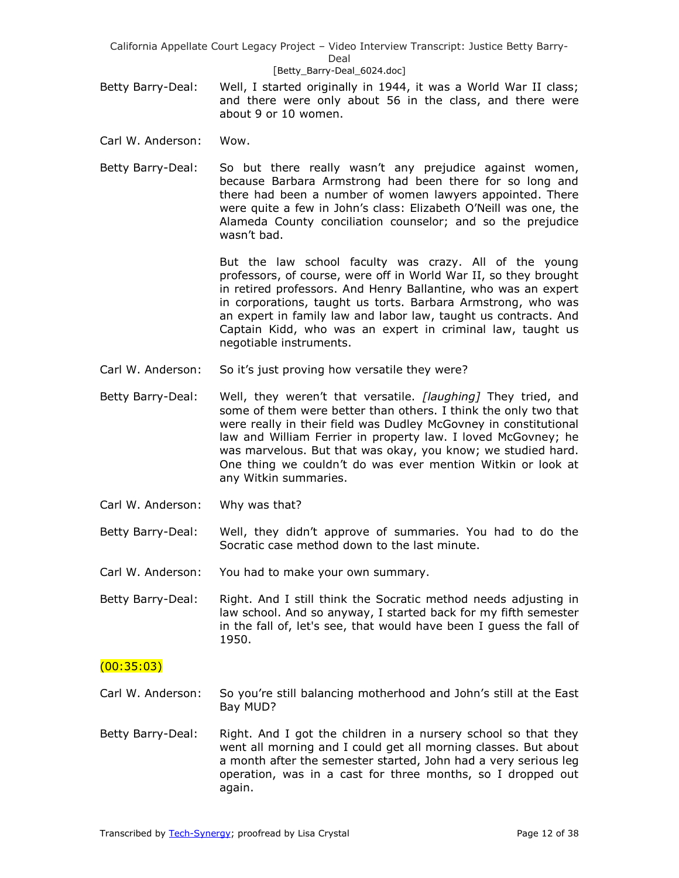Betty Barry-Deal: Well, I started originally in 1944, it was a World War II class; and there were only about 56 in the class, and there were about 9 or 10 women.

Carl W. Anderson: Wow.

Betty Barry-Deal: So but there really wasn't any prejudice against women, because Barbara Armstrong had been there for so long and there had been a number of women lawyers appointed. There were quite a few in John's class: Elizabeth O'Neill was one, the Alameda County conciliation counselor; and so the prejudice wasn't bad.

But the law school faculty was crazy. All of the young professors, of course, were off in World War II, so they brought in retired professors. And Henry Ballantine, who was an expert in corporations, taught us torts. Barbara Armstrong, who was an expert in family law and labor law, taught us contracts. And Captain Kidd, who was an expert in criminal law, taught us negotiable instruments.

Carl W. Anderson: So it's just proving how versatile they were?

Betty Barry-Deal: Well, they weren't that versatile. *[laughing]* They tried, and some of them were better than others. I think the only two that were really in their field was Dudley McGovney in constitutional law and William Ferrier in property law. I loved McGovney; he was marvelous. But that was okay, you know; we studied hard. One thing we couldn't do was ever mention Witkin or look at any Witkin summaries.

Carl W. Anderson: Why was that?

Betty Barry-Deal: Well, they didn't approve of summaries. You had to do the Socratic case method down to the last minute.

Carl W. Anderson: You had to make your own summary.

Betty Barry-Deal: Right. And I still think the Socratic method needs adjusting in law school. And so anyway, I started back for my fifth semester in the fall of, let's see, that would have been I guess the fall of 1950.

(00:35:03)

Carl W. Anderson: So you're still balancing motherhood and John's still at the East Bay MUD?

Betty Barry-Deal: Right. And I got the children in a nursery school so that they went all morning and I could get all morning classes. But about a month after the semester started, John had a very serious leg operation, was in a cast for three months, so I dropped out again.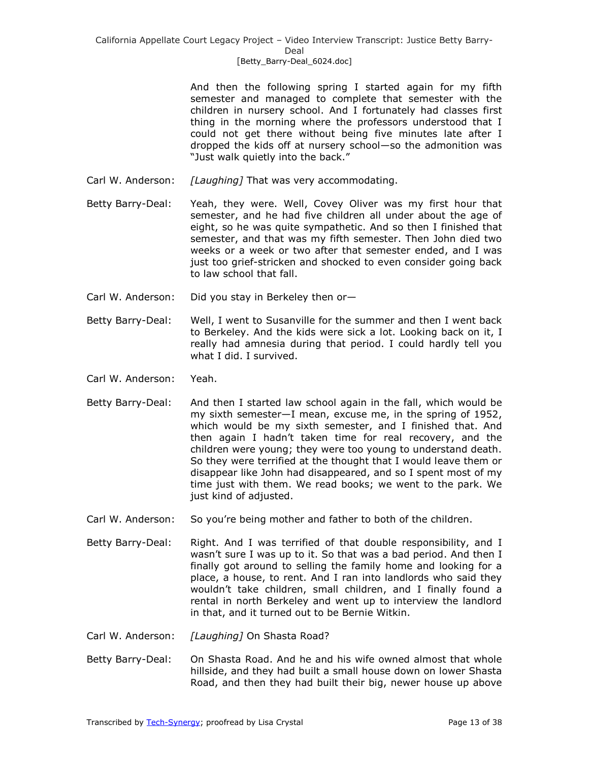And then the following spring I started again for my fifth semester and managed to complete that semester with the children in nursery school. And I fortunately had classes first thing in the morning where the professors understood that I could not get there without being five minutes late after I dropped the kids off at nursery school—so the admonition was "Just walk quietly into the back."

Carl W. Anderson: *[Laughing]* That was very accommodating.

Betty Barry-Deal: Yeah, they were. Well, Covey Oliver was my first hour that semester, and he had five children all under about the age of eight, so he was quite sympathetic. And so then I finished that semester, and that was my fifth semester. Then John died two weeks or a week or two after that semester ended, and I was just too grief-stricken and shocked to even consider going back to law school that fall.

Carl W. Anderson: Did you stay in Berkeley then or—

Betty Barry-Deal: Well, I went to Susanville for the summer and then I went back to Berkeley. And the kids were sick a lot. Looking back on it, I really had amnesia during that period. I could hardly tell you what I did. I survived.

Carl W. Anderson: Yeah.

Betty Barry-Deal: And then I started law school again in the fall, which would be my sixth semester—I mean, excuse me, in the spring of 1952, which would be my sixth semester, and I finished that. And then again I hadn't taken time for real recovery, and the children were young; they were too young to understand death. So they were terrified at the thought that I would leave them or disappear like John had disappeared, and so I spent most of my time just with them. We read books; we went to the park. We just kind of adjusted.

Carl W. Anderson: So you're being mother and father to both of the children.

Betty Barry-Deal: Right. And I was terrified of that double responsibility, and I wasn't sure I was up to it. So that was a bad period. And then I finally got around to selling the family home and looking for a place, a house, to rent. And I ran into landlords who said they wouldn't take children, small children, and I finally found a rental in north Berkeley and went up to interview the landlord in that, and it turned out to be Bernie Witkin.

Carl W. Anderson: *[Laughing]* On Shasta Road?

Betty Barry-Deal: On Shasta Road. And he and his wife owned almost that whole hillside, and they had built a small house down on lower Shasta Road, and then they had built their big, newer house up above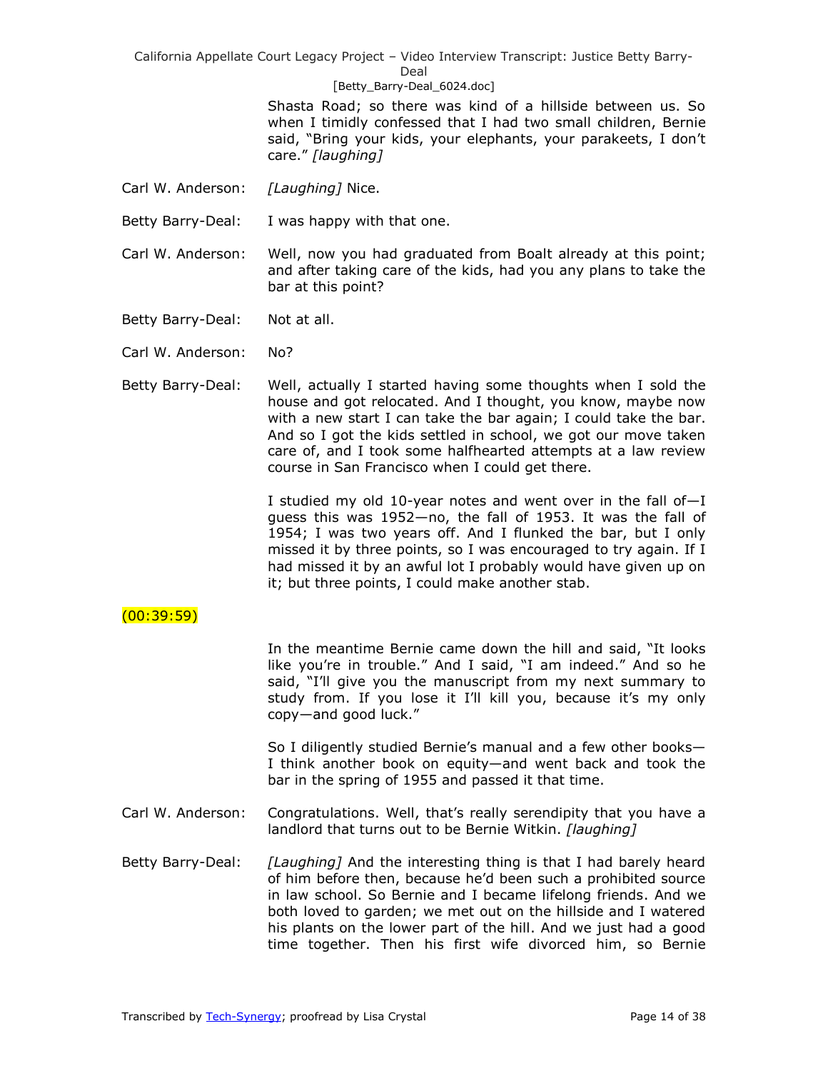Shasta Road; so there was kind of a hillside between us. So when I timidly confessed that I had two small children, Bernie said, "Bring your kids, your elephants, your parakeets, I don't care." *[laughing]*

Carl W. Anderson: *[Laughing]* Nice.

Betty Barry-Deal: I was happy with that one.

Carl W. Anderson: Well, now you had graduated from Boalt already at this point; and after taking care of the kids, had you any plans to take the bar at this point?

Betty Barry-Deal: Not at all.

Carl W. Anderson: No?

Betty Barry-Deal: Well, actually I started having some thoughts when I sold the house and got relocated. And I thought, you know, maybe now with a new start I can take the bar again; I could take the bar. And so I got the kids settled in school, we got our move taken care of, and I took some halfhearted attempts at a law review course in San Francisco when I could get there.

I studied my old 10-year notes and went over in the fall of—I guess this was 1952—no, the fall of 1953. It was the fall of 1954; I was two years off. And I flunked the bar, but I only missed it by three points, so I was encouraged to try again. If I had missed it by an awful lot I probably would have given up on it; but three points, I could make another stab.

(00:39:59)

In the meantime Bernie came down the hill and said, "It looks like you're in trouble." And I said, "I am indeed." And so he said, "I'll give you the manuscript from my next summary to study from. If you lose it I'll kill you, because it's my only copy—and good luck."

So I diligently studied Bernie's manual and a few other books—I think another book on equity—and went back and took the bar in the spring of 1955 and passed it that time.

Carl W. Anderson: Congratulations. Well, that's really serendipity that you have a landlord that turns out to be Bernie Witkin. *[laughing]*

Betty Barry-Deal: *[Laughing]* And the interesting thing is that I had barely heard of him before then, because he'd been such a prohibited source in law school. So Bernie and I became lifelong friends. And we both loved to garden; we met out on the hillside and I watered his plants on the lower part of the hill. And we just had a good time together. Then his first wife divorced him, so Bernie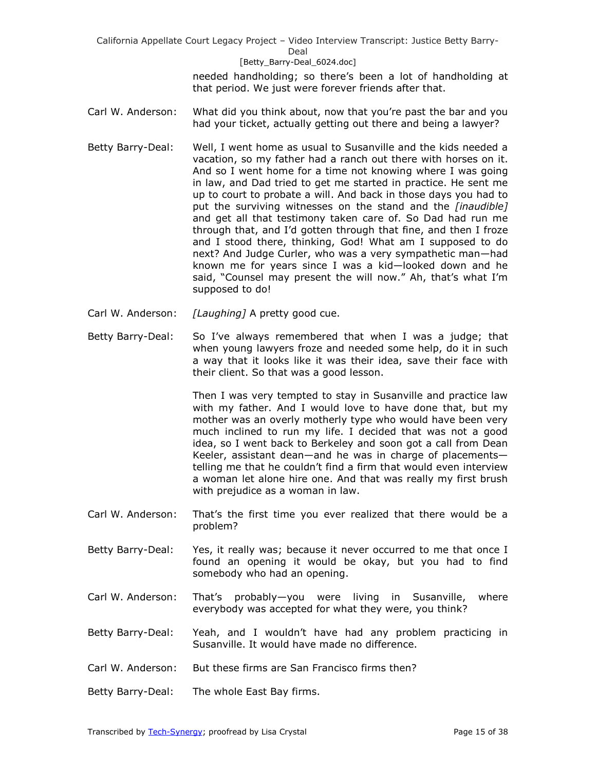needed handholding; so there's been a lot of handholding at that period. We just were forever friends after that.

Carl W. Anderson: What did you think about, now that you're past the bar and you had your ticket, actually getting out there and being a lawyer?

Betty Barry-Deal: Well, I went home as usual to Susanville and the kids needed a vacation, so my father had a ranch out there with horses on it. And so I went home for a time not knowing where I was going in law, and Dad tried to get me started in practice. He sent me up to court to probate a will. And back in those days you had to put the surviving witnesses on the stand and the *[inaudible]* and get all that testimony taken care of. So Dad had run me through that, and I'd gotten through that fine, and then I froze and I stood there, thinking, God! What am I supposed to do next? And Judge Curler, who was a very sympathetic man—had known me for years since I was a kid—looked down and he said, "Counsel may present the will now." Ah, that's what I'm supposed to do!

Carl W. Anderson: *[Laughing]* A pretty good cue.

Betty Barry-Deal: So I've always remembered that when I was a judge; that when young lawyers froze and needed some help, do it in such a way that it looks like it was their idea, save their face with their client. So that was a good lesson.

Then I was very tempted to stay in Susanville and practice law with my father. And I would love to have done that, but my mother was an overly motherly type who would have been very much inclined to run my life. I decided that was not a good idea, so I went back to Berkeley and soon got a call from Dean Keeler, assistant dean—and he was in charge of placements—telling me that he couldn't find a firm that would even interview a woman let alone hire one. And that was really my first brush with prejudice as a woman in law.

Carl W. Anderson: That's the first time you ever realized that there would be a problem?

Betty Barry-Deal: Yes, it really was; because it never occurred to me that once I found an opening it would be okay, but you had to find somebody who had an opening.

Carl W. Anderson: That's probably—you were living in Susanville, where everybody was accepted for what they were, you think?

Betty Barry-Deal: Yeah, and I wouldn't have had any problem practicing in Susanville. It would have made no difference.

Carl W. Anderson: But these firms are San Francisco firms then?

Betty Barry-Deal: The whole East Bay firms.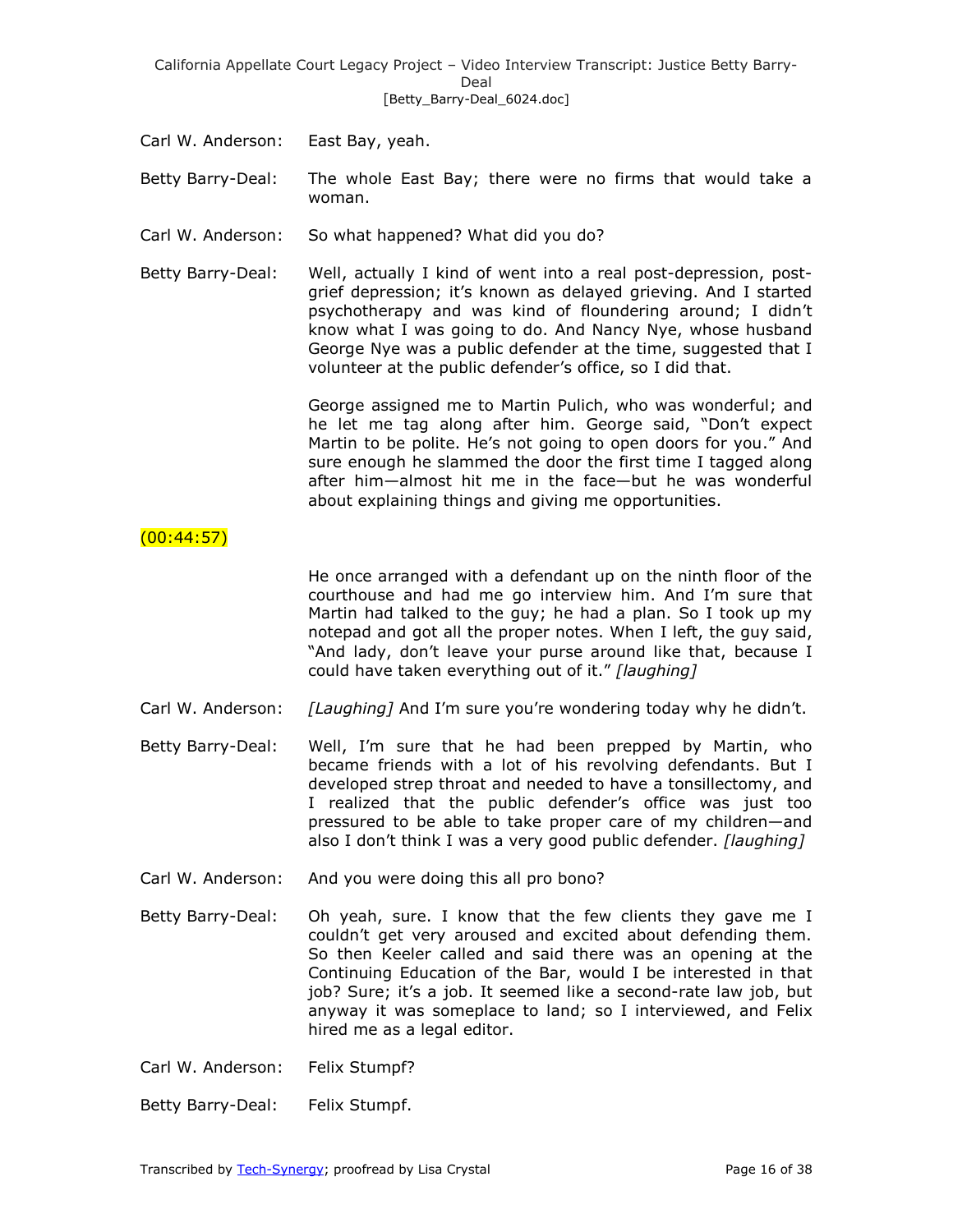Carl W. Anderson: East Bay, yeah.

Betty Barry-Deal: The whole East Bay; there were no firms that would take a woman.

Carl W. Anderson: So what happened? What did you do?

Betty Barry-Deal: Well, actually I kind of went into a real post-depression, post-grief depression; it's known as delayed grieving. And I started psychotherapy and was kind of floundering around; I didn't know what I was going to do. And Nancy Nye, whose husband George Nye was a public defender at the time, suggested that I volunteer at the public defender's office, so I did that.

George assigned me to Martin Pulich, who was wonderful; and he let me tag along after him. George said, "Don't expect Martin to be polite. He's not going to open doors for you." And sure enough he slammed the door the first time I tagged along after him—almost hit me in the face—but he was wonderful about explaining things and giving me opportunities.

(00:44:57)

He once arranged with a defendant up on the ninth floor of the courthouse and had me go interview him. And I'm sure that Martin had talked to the guy; he had a plan. So I took up my notepad and got all the proper notes. When I left, the guy said, "And lady, don't leave your purse around like that, because I could have taken everything out of it." *[laughing]*

Carl W. Anderson: *[Laughing]* And I'm sure you're wondering today why he didn't.

Betty Barry-Deal: Well, I'm sure that he had been prepped by Martin, who became friends with a lot of his revolving defendants. But I developed strep throat and needed to have a tonsillectomy, and I realized that the public defender's office was just too pressured to be able to take proper care of my children—and also I don't think I was a very good public defender. *[laughing]*

Carl W. Anderson: And you were doing this all pro bono?

Betty Barry-Deal: Oh yeah, sure. I know that the few clients they gave me I couldn't get very aroused and excited about defending them. So then Keeler called and said there was an opening at the Continuing Education of the Bar, would I be interested in that job? Sure; it's a job. It seemed like a second-rate law job, but anyway it was someplace to land; so I interviewed, and Felix hired me as a legal editor.

Carl W. Anderson: Felix Stumpf?

Betty Barry-Deal: Felix Stumpf.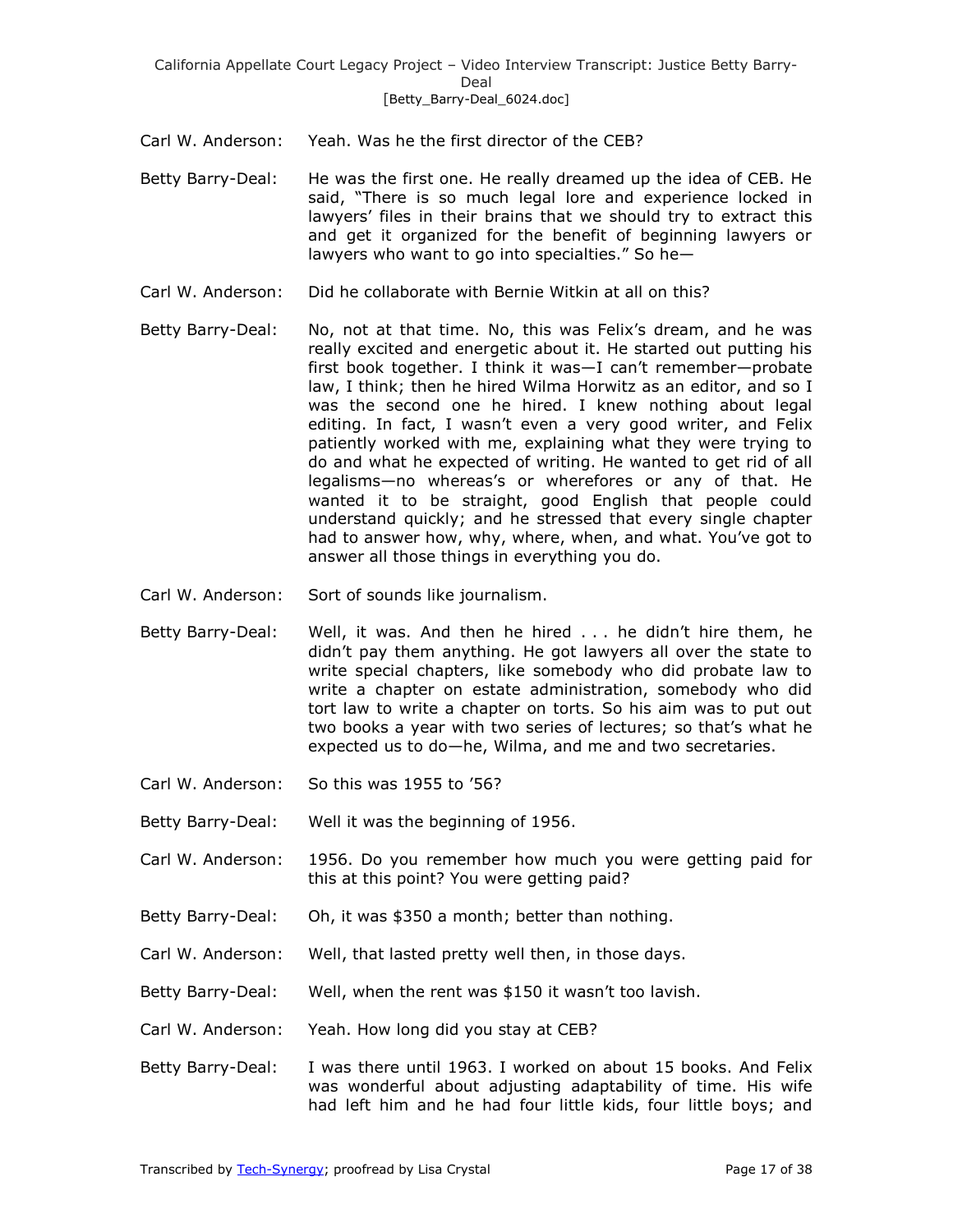Carl W. Anderson: Yeah. Was he the first director of the CEB?

Betty Barry-Deal: He was the first one. He really dreamed up the idea of CEB. He said, "There is so much legal lore and experience locked in lawyers' files in their brains that we should try to extract this and get it organized for the benefit of beginning lawyers or lawyers who want to go into specialties." So he—

Carl W. Anderson: Did he collaborate with Bernie Witkin at all on this?

Betty Barry-Deal: No, not at that time. No, this was Felix's dream, and he was really excited and energetic about it. He started out putting his first book together. I think it was—I can't remember—probate law, I think; then he hired Wilma Horwitz as an editor, and so I was the second one he hired. I knew nothing about legal editing. In fact, I wasn't even a very good writer, and Felix patiently worked with me, explaining what they were trying to do and what he expected of writing. He wanted to get rid of all legalisms—no whereas's or wherefores or any of that. He wanted it to be straight, good English that people could understand quickly; and he stressed that every single chapter had to answer how, why, where, when, and what. You've got to answer all those things in everything you do.

Carl W. Anderson: Sort of sounds like journalism.

Betty Barry-Deal: Well, it was. And then he hired . . . he didn't hire them, he didn't pay them anything. He got lawyers all over the state to write special chapters, like somebody who did probate law to write a chapter on estate administration, somebody who did tort law to write a chapter on torts. So his aim was to put out two books a year with two series of lectures; so that's what he expected us to do—he, Wilma, and me and two secretaries.

Carl W. Anderson: So this was 1955 to '56?

Betty Barry-Deal: Well it was the beginning of 1956.

Carl W. Anderson: 1956. Do you remember how much you were getting paid for this at this point? You were getting paid?

Betty Barry-Deal: Oh, it was $350 a month; better than nothing.

Carl W. Anderson: Well, that lasted pretty well then, in those days.

Betty Barry-Deal: Well, when the rent was $150 it wasn't too lavish.

Carl W. Anderson: Yeah. How long did you stay at CEB?

Betty Barry-Deal: I was there until 1963. I worked on about 15 books. And Felix was wonderful about adjusting adaptability of time. His wife had left him and he had four little kids, four little boys; and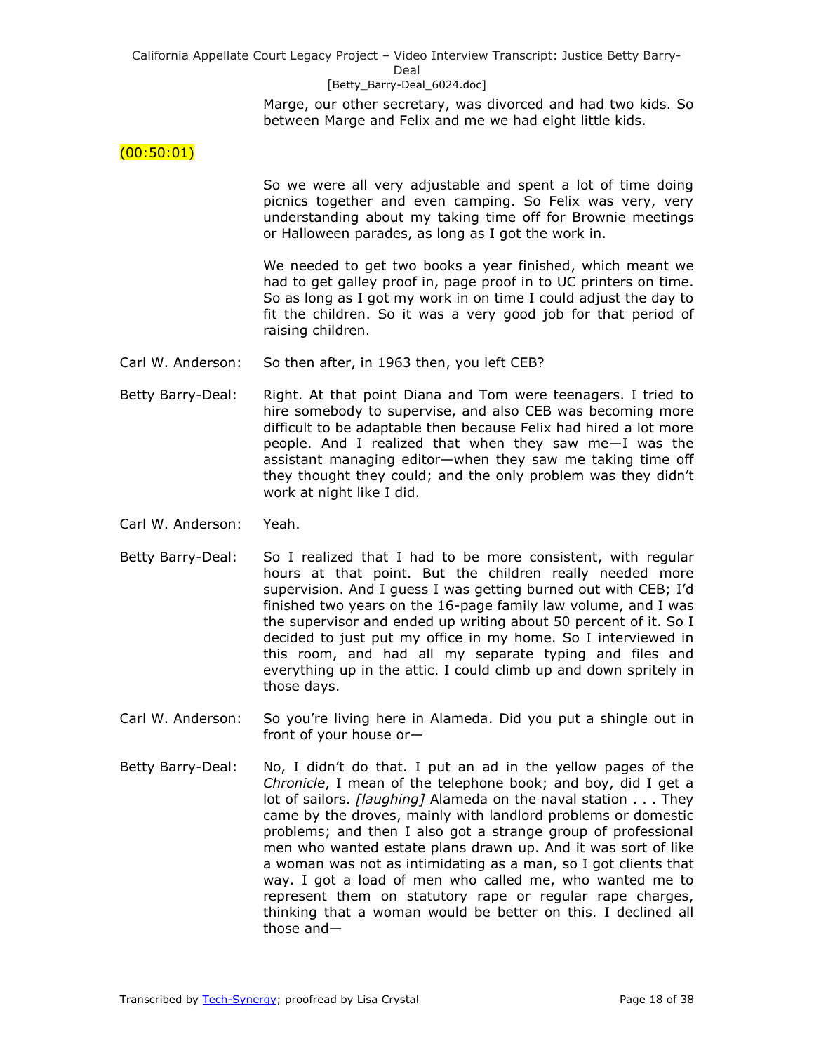Marge, our other secretary, was divorced and had two kids. So between Marge and Felix and me we had eight little kids.

(00:50:01)

So we were all very adjustable and spent a lot of time doing picnics together and even camping. So Felix was very, very understanding about my taking time off for Brownie meetings or Halloween parades, as long as I got the work in.

We needed to get two books a year finished, which meant we had to get galley proof in, page proof in to UC printers on time. So as long as I got my work in on time I could adjust the day to fit the children. So it was a very good job for that period of raising children.

Carl W. Anderson: So then after, in 1963 then, you left CEB?

Betty Barry-Deal: Right. At that point Diana and Tom were teenagers. I tried to hire somebody to supervise, and also CEB was becoming more difficult to be adaptable then because Felix had hired a lot more people. And I realized that when they saw me—I was the assistant managing editor—when they saw me taking time off they thought they could; and the only problem was they didn't work at night like I did.

Carl W. Anderson: Yeah.

Betty Barry-Deal: So I realized that I had to be more consistent, with regular hours at that point. But the children really needed more supervision. And I guess I was getting burned out with CEB; I'd finished two years on the 16-page family law volume, and I was the supervisor and ended up writing about 50 percent of it. So I decided to just put my office in my home. So I interviewed in this room, and had all my separate typing and files and everything up in the attic. I could climb up and down spritely in those days.

Carl W. Anderson: So you're living here in Alameda. Did you put a shingle out in front of your house or—

Betty Barry-Deal: No, I didn't do that. I put an ad in the yellow pages of the *Chronicle*, I mean of the telephone book; and boy, did I get a lot of sailors. *[laughing]* Alameda on the naval station . . . They came by the droves, mainly with landlord problems or domestic problems; and then I also got a strange group of professional men who wanted estate plans drawn up. And it was sort of like a woman was not as intimidating as a man, so I got clients that way. I got a load of men who called me, who wanted me to represent them on statutory rape or regular rape charges, thinking that a woman would be better on this. I declined all those and—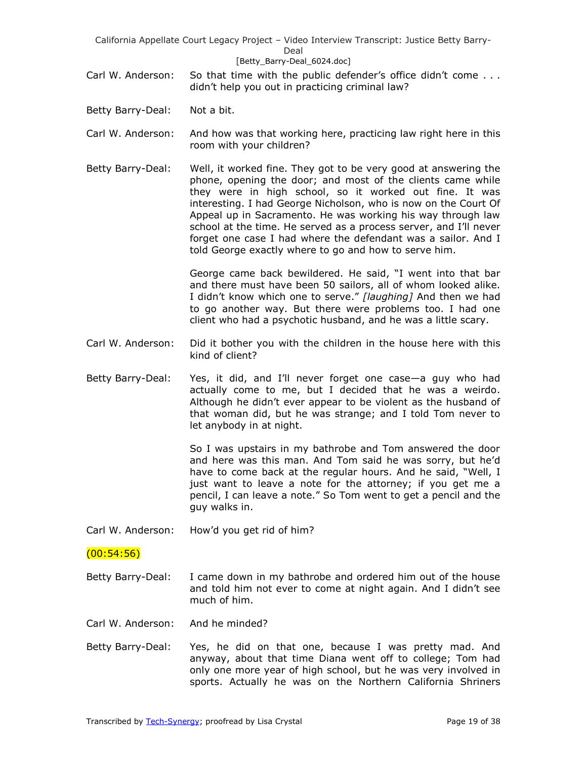Carl W. Anderson: So that time with the public defender's office didn't come . . . didn't help you out in practicing criminal law?

Betty Barry-Deal: Not a bit.

Carl W. Anderson: And how was that working here, practicing law right here in this room with your children?

Betty Barry-Deal: Well, it worked fine. They got to be very good at answering the phone, opening the door; and most of the clients came while they were in high school, so it worked out fine. It was interesting. I had George Nicholson, who is now on the Court Of Appeal up in Sacramento. He was working his way through law school at the time. He served as a process server, and I'll never forget one case I had where the defendant was a sailor. And I told George exactly where to go and how to serve him.

George came back bewildered. He said, "I went into that bar and there must have been 50 sailors, all of whom looked alike. I didn't know which one to serve." *[laughing]* And then we had to go another way. But there were problems too. I had one client who had a psychotic husband, and he was a little scary.

Carl W. Anderson: Did it bother you with the children in the house here with this kind of client?

Betty Barry-Deal: Yes, it did, and I'll never forget one case—a guy who had actually come to me, but I decided that he was a weirdo. Although he didn't ever appear to be violent as the husband of that woman did, but he was strange; and I told Tom never to let anybody in at night.

So I was upstairs in my bathrobe and Tom answered the door and here was this man. And Tom said he was sorry, but he'd have to come back at the regular hours. And he said, "Well, I just want to leave a note for the attorney; if you get me a pencil, I can leave a note." So Tom went to get a pencil and the guy walks in.

Carl W. Anderson: How'd you get rid of him?

(00:54:56)

Betty Barry-Deal: I came down in my bathrobe and ordered him out of the house and told him not ever to come at night again. And I didn't see much of him.

Carl W. Anderson: And he minded?

Betty Barry-Deal: Yes, he did on that one, because I was pretty mad. And anyway, about that time Diana went off to college; Tom had only one more year of high school, but he was very involved in sports. Actually he was on the Northern California Shriners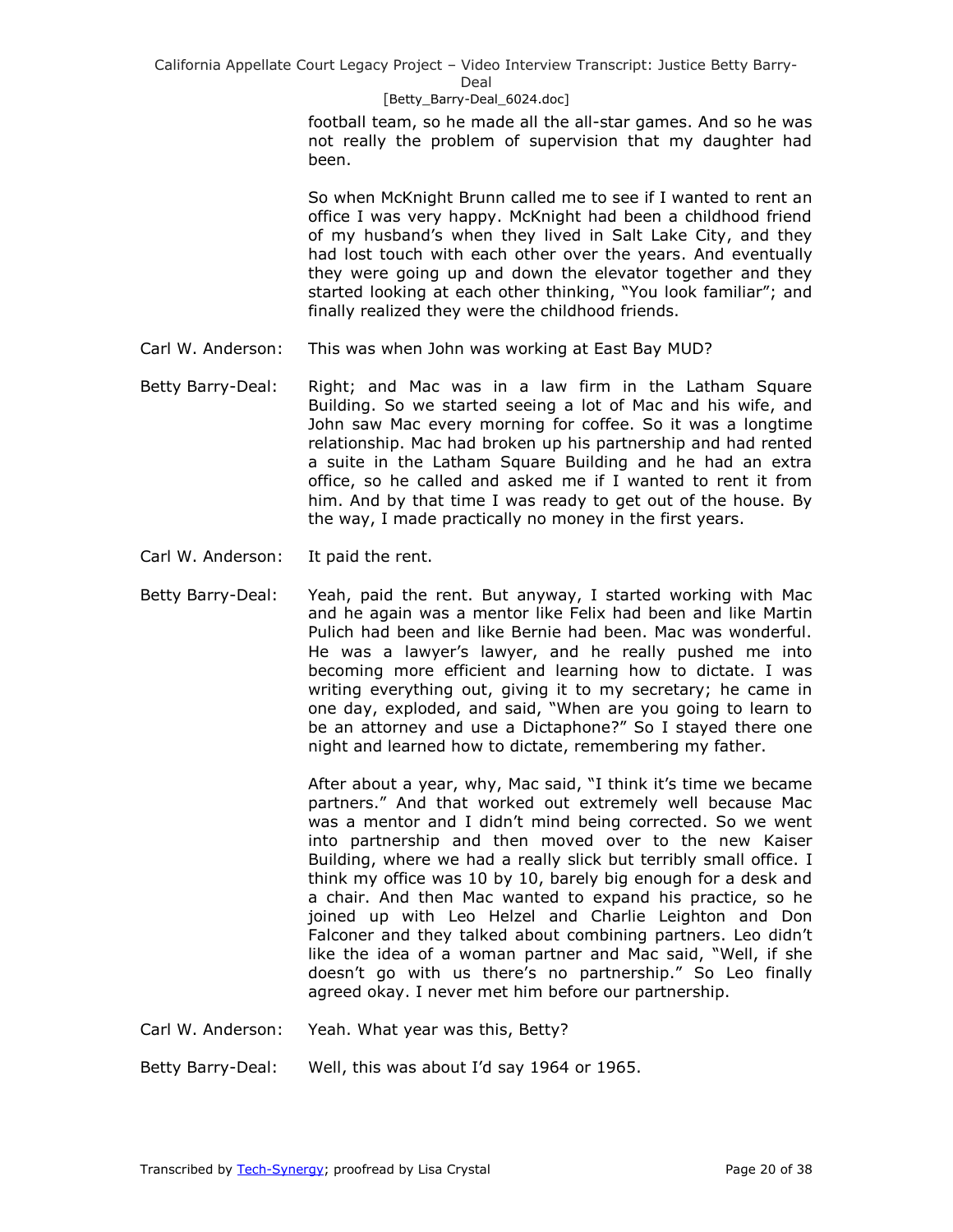football team, so he made all the all-star games. And so he was not really the problem of supervision that my daughter had been.

So when McKnight Brunn called me to see if I wanted to rent an office I was very happy. McKnight had been a childhood friend of my husband's when they lived in Salt Lake City, and they had lost touch with each other over the years. And eventually they were going up and down the elevator together and they started looking at each other thinking, "You look familiar"; and finally realized they were the childhood friends.

Carl W. Anderson: This was when John was working at East Bay MUD?

Betty Barry-Deal: Right; and Mac was in a law firm in the Latham Square Building. So we started seeing a lot of Mac and his wife, and John saw Mac every morning for coffee. So it was a longtime relationship. Mac had broken up his partnership and had rented a suite in the Latham Square Building and he had an extra office, so he called and asked me if I wanted to rent it from him. And by that time I was ready to get out of the house. By the way, I made practically no money in the first years.

Carl W. Anderson: It paid the rent.

Betty Barry-Deal: Yeah, paid the rent. But anyway, I started working with Mac and he again was a mentor like Felix had been and like Martin Pulich had been and like Bernie had been. Mac was wonderful. He was a lawyer's lawyer, and he really pushed me into becoming more efficient and learning how to dictate. I was writing everything out, giving it to my secretary; he came in one day, exploded, and said, "When are you going to learn to be an attorney and use a Dictaphone?" So I stayed there one night and learned how to dictate, remembering my father.

After about a year, why, Mac said, "I think it's time we became partners." And that worked out extremely well because Mac was a mentor and I didn't mind being corrected. So we went into partnership and then moved over to the new Kaiser Building, where we had a really slick but terribly small office. I think my office was 10 by 10, barely big enough for a desk and a chair. And then Mac wanted to expand his practice, so he joined up with Leo Helzel and Charlie Leighton and Don Falconer and they talked about combining partners. Leo didn't like the idea of a woman partner and Mac said, "Well, if she doesn't go with us there's no partnership." So Leo finally agreed okay. I never met him before our partnership.

Carl W. Anderson: Yeah. What year was this, Betty?

Betty Barry-Deal: Well, this was about I'd say 1964 or 1965.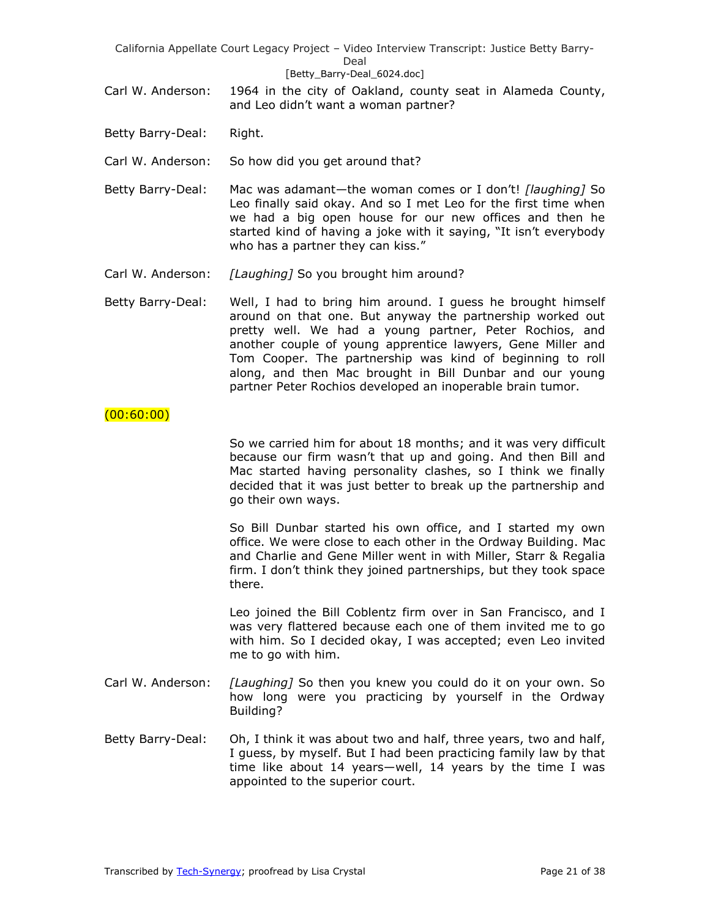Carl W. Anderson: 1964 in the city of Oakland, county seat in Alameda County, and Leo didn't want a woman partner?

Betty Barry-Deal: Right.

Carl W. Anderson: So how did you get around that?

Betty Barry-Deal: Mac was adamant—the woman comes or I don't! *[laughing]* So Leo finally said okay. And so I met Leo for the first time when we had a big open house for our new offices and then he started kind of having a joke with it saying, "It isn't everybody who has a partner they can kiss."

Carl W. Anderson: *[Laughing]* So you brought him around?

Betty Barry-Deal: Well, I had to bring him around. I guess he brought himself around on that one. But anyway the partnership worked out pretty well. We had a young partner, Peter Rochios, and another couple of young apprentice lawyers, Gene Miller and Tom Cooper. The partnership was kind of beginning to roll along, and then Mac brought in Bill Dunbar and our young partner Peter Rochios developed an inoperable brain tumor.

(00:60:00)

So we carried him for about 18 months; and it was very difficult because our firm wasn't that up and going. And then Bill and Mac started having personality clashes, so I think we finally decided that it was just better to break up the partnership and go their own ways.

So Bill Dunbar started his own office, and I started my own office. We were close to each other in the Ordway Building. Mac and Charlie and Gene Miller went in with Miller, Starr & Regalia firm. I don't think they joined partnerships, but they took space there.

Leo joined the Bill Coblentz firm over in San Francisco, and I was very flattered because each one of them invited me to go with him. So I decided okay, I was accepted; even Leo invited me to go with him.

Carl W. Anderson: *[Laughing]* So then you knew you could do it on your own. So how long were you practicing by yourself in the Ordway Building?

Betty Barry-Deal: Oh, I think it was about two and half, three years, two and half, I guess, by myself. But I had been practicing family law by that time like about 14 years—well, 14 years by the time I was appointed to the superior court.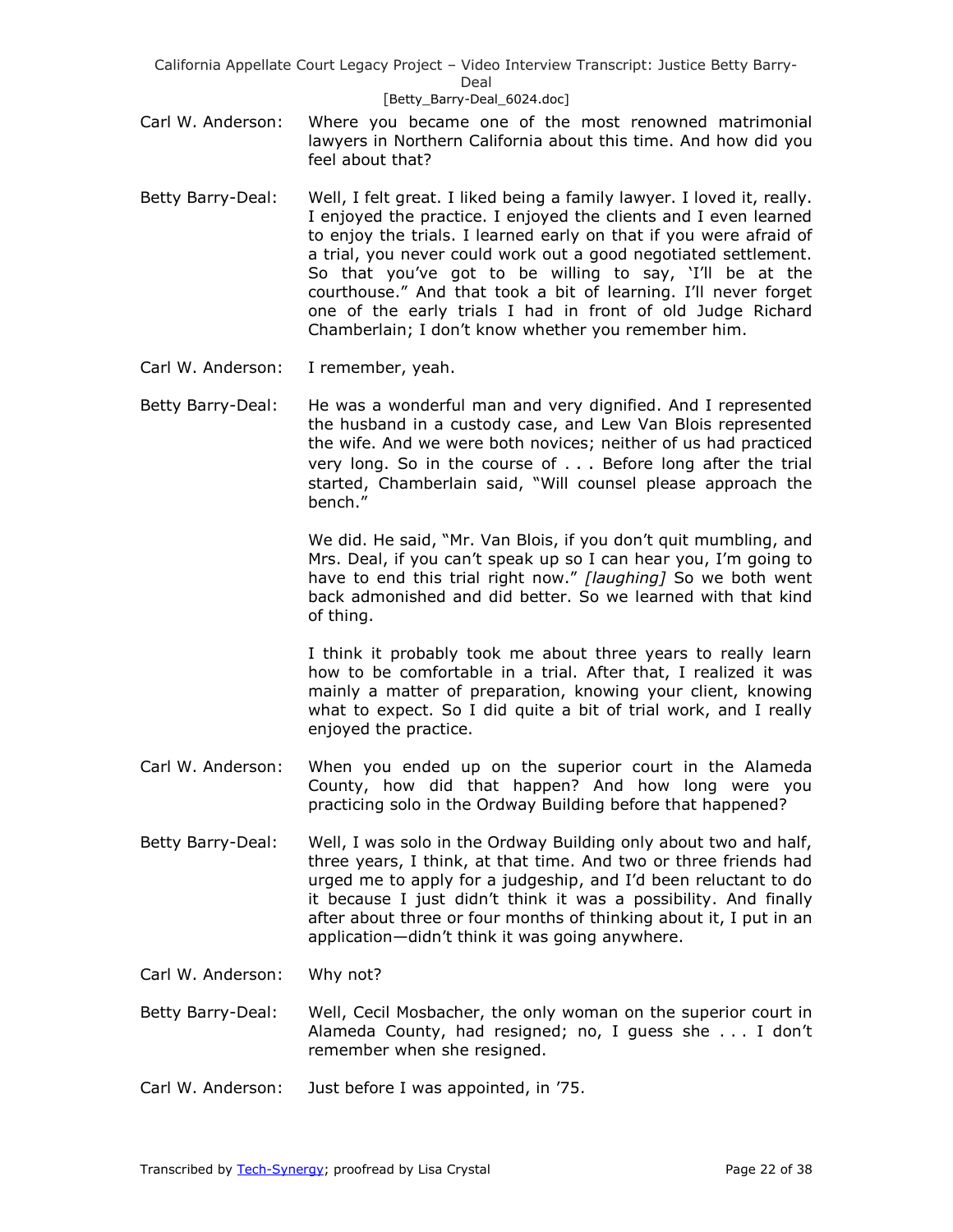Carl W. Anderson: Where you became one of the most renowned matrimonial lawyers in Northern California about this time. And how did you feel about that?

Betty Barry-Deal: Well, I felt great. I liked being a family lawyer. I loved it, really. I enjoyed the practice. I enjoyed the clients and I even learned to enjoy the trials. I learned early on that if you were afraid of a trial, you never could work out a good negotiated settlement. So that you've got to be willing to say, 'I'll be at the courthouse." And that took a bit of learning. I'll never forget one of the early trials I had in front of old Judge Richard Chamberlain; I don't know whether you remember him.

Carl W. Anderson: I remember, yeah.

Betty Barry-Deal: He was a wonderful man and very dignified. And I represented the husband in a custody case, and Lew Van Blois represented the wife. And we were both novices; neither of us had practiced very long. So in the course of . . . Before long after the trial started, Chamberlain said, "Will counsel please approach the bench."

We did. He said, "Mr. Van Blois, if you don't quit mumbling, and Mrs. Deal, if you can't speak up so I can hear you, I'm going to have to end this trial right now." *[laughing]* So we both went back admonished and did better. So we learned with that kind of thing.

I think it probably took me about three years to really learn how to be comfortable in a trial. After that, I realized it was mainly a matter of preparation, knowing your client, knowing what to expect. So I did quite a bit of trial work, and I really enjoyed the practice.

Carl W. Anderson: When you ended up on the superior court in the Alameda County, how did that happen? And how long were you practicing solo in the Ordway Building before that happened?

Betty Barry-Deal: Well, I was solo in the Ordway Building only about two and half, three years, I think, at that time. And two or three friends had urged me to apply for a judgeship, and I'd been reluctant to do it because I just didn't think it was a possibility. And finally after about three or four months of thinking about it, I put in an application—didn't think it was going anywhere.

Carl W. Anderson: Why not?

Betty Barry-Deal: Well, Cecil Mosbacher, the only woman on the superior court in Alameda County, had resigned; no, I guess she . . . I don't remember when she resigned.

Carl W. Anderson: Just before I was appointed, in '75.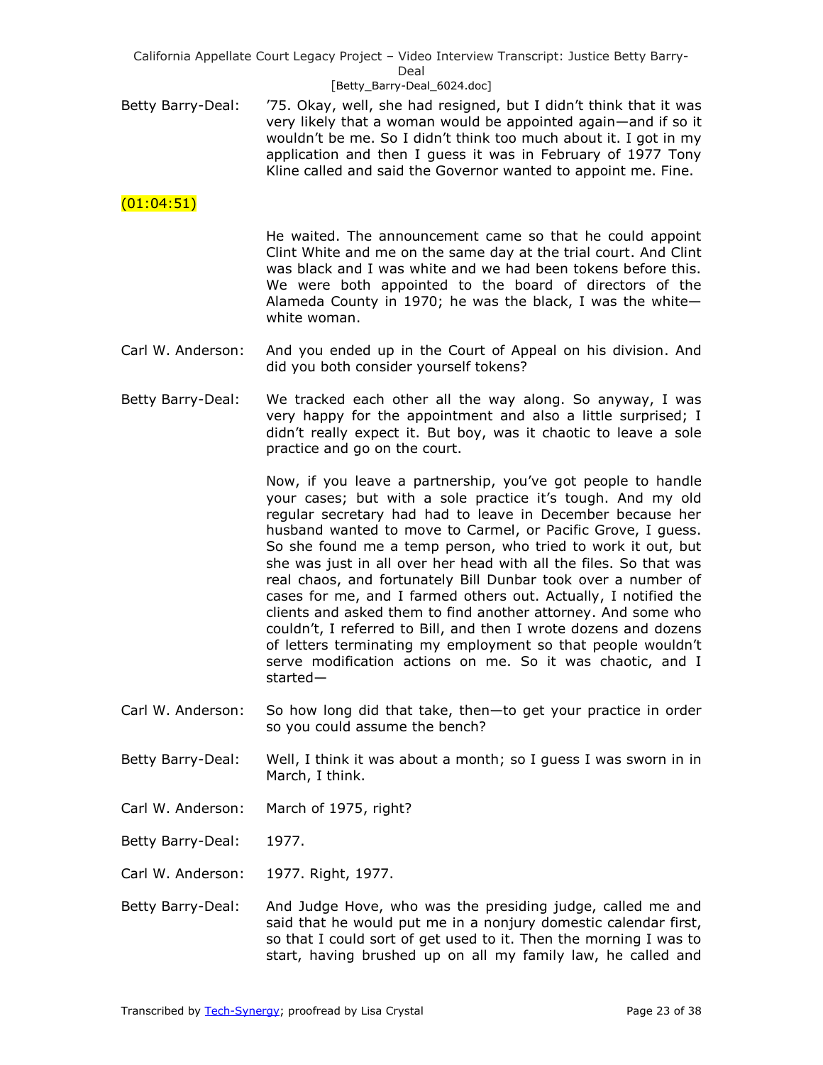Betty Barry-Deal: '75. Okay, well, she had resigned, but I didn't think that it was very likely that a woman would be appointed again—and if so it wouldn't be me. So I didn't think too much about it. I got in my application and then I guess it was in February of 1977 Tony Kline called and said the Governor wanted to appoint me. Fine.

(01:04:51)

He waited. The announcement came so that he could appoint Clint White and me on the same day at the trial court. And Clint was black and I was white and we had been tokens before this. We were both appointed to the board of directors of the Alameda County in 1970; he was the black, I was the white—white woman.

Carl W. Anderson: And you ended up in the Court of Appeal on his division. And did you both consider yourself tokens?

Betty Barry-Deal: We tracked each other all the way along. So anyway, I was very happy for the appointment and also a little surprised; I didn't really expect it. But boy, was it chaotic to leave a sole practice and go on the court.

Now, if you leave a partnership, you've got people to handle your cases; but with a sole practice it's tough. And my old regular secretary had had to leave in December because her husband wanted to move to Carmel, or Pacific Grove, I guess. So she found me a temp person, who tried to work it out, but she was just in all over her head with all the files. So that was real chaos, and fortunately Bill Dunbar took over a number of cases for me, and I farmed others out. Actually, I notified the clients and asked them to find another attorney. And some who couldn't, I referred to Bill, and then I wrote dozens and dozens of letters terminating my employment so that people wouldn't serve modification actions on me. So it was chaotic, and I started—

Carl W. Anderson: So how long did that take, then—to get your practice in order so you could assume the bench?

Betty Barry-Deal: Well, I think it was about a month; so I guess I was sworn in in March, I think.

Carl W. Anderson: March of 1975, right?

Betty Barry-Deal: 1977.

Carl W. Anderson: 1977. Right, 1977.

Betty Barry-Deal: And Judge Hove, who was the presiding judge, called me and said that he would put me in a nonjury domestic calendar first, so that I could sort of get used to it. Then the morning I was to start, having brushed up on all my family law, he called and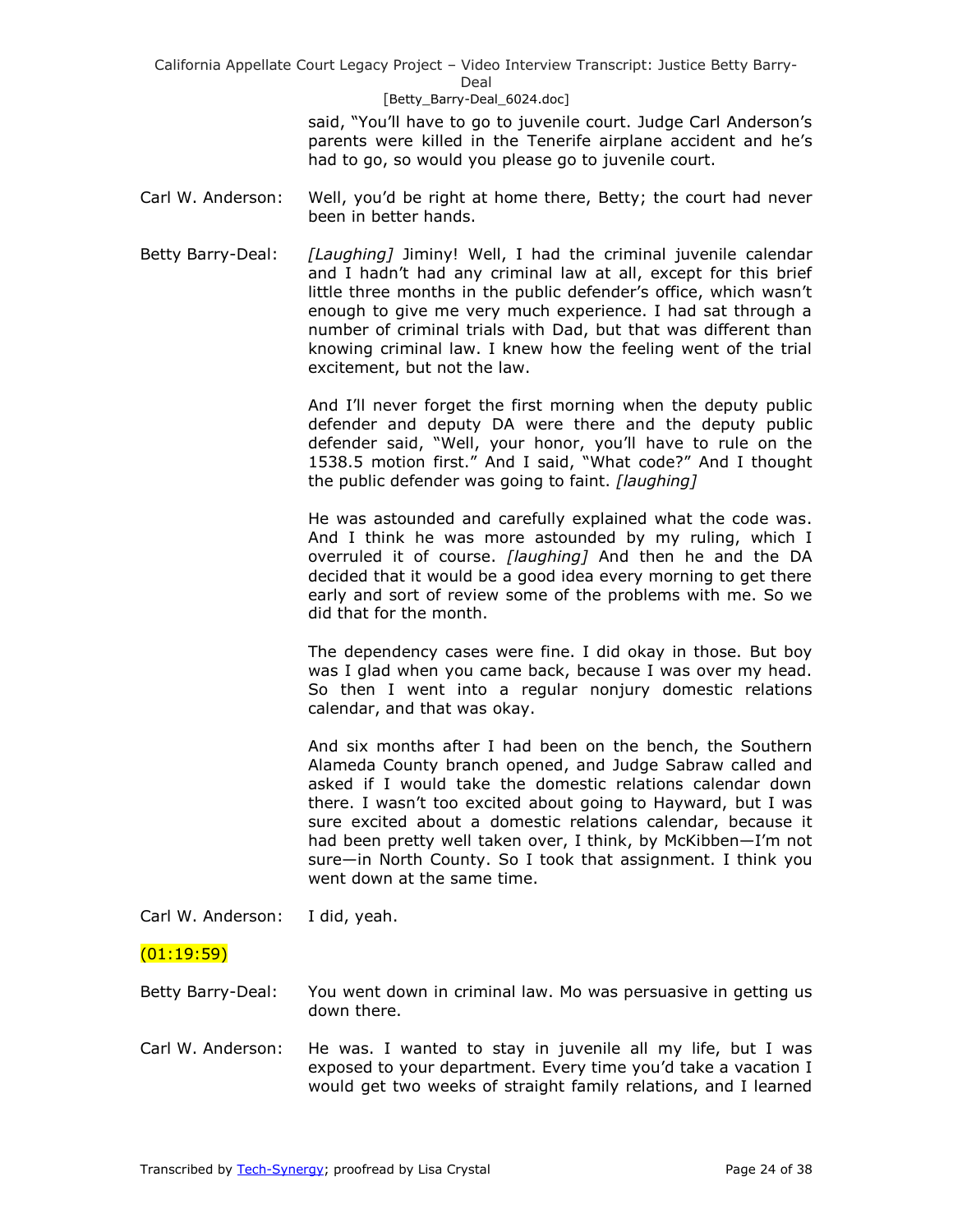said, "You'll have to go to juvenile court. Judge Carl Anderson's parents were killed in the Tenerife airplane accident and he's had to go, so would you please go to juvenile court.

Carl W. Anderson: Well, you'd be right at home there, Betty; the court had never been in better hands.

Betty Barry-Deal: *[Laughing]* Jiminy! Well, I had the criminal juvenile calendar and I hadn't had any criminal law at all, except for this brief little three months in the public defender's office, which wasn't enough to give me very much experience. I had sat through a number of criminal trials with Dad, but that was different than knowing criminal law. I knew how the feeling went of the trial excitement, but not the law.

And I'll never forget the first morning when the deputy public defender and deputy DA were there and the deputy public defender said, "Well, your honor, you'll have to rule on the 1538.5 motion first." And I said, "What code?" And I thought the public defender was going to faint. *[laughing]*

He was astounded and carefully explained what the code was. And I think he was more astounded by my ruling, which I overruled it of course. *[laughing]* And then he and the DA decided that it would be a good idea every morning to get there early and sort of review some of the problems with me. So we did that for the month.

The dependency cases were fine. I did okay in those. But boy was I glad when you came back, because I was over my head. So then I went into a regular nonjury domestic relations calendar, and that was okay.

And six months after I had been on the bench, the Southern Alameda County branch opened, and Judge Sabraw called and asked if I would take the domestic relations calendar down there. I wasn't too excited about going to Hayward, but I was sure excited about a domestic relations calendar, because it had been pretty well taken over, I think, by McKibben—I'm not sure—in North County. So I took that assignment. I think you went down at the same time.

Carl W. Anderson: I did, yeah.

(01:19:59)

Betty Barry-Deal: You went down in criminal law. Mo was persuasive in getting us down there.

Carl W. Anderson: He was. I wanted to stay in juvenile all my life, but I was exposed to your department. Every time you'd take a vacation I would get two weeks of straight family relations, and I learned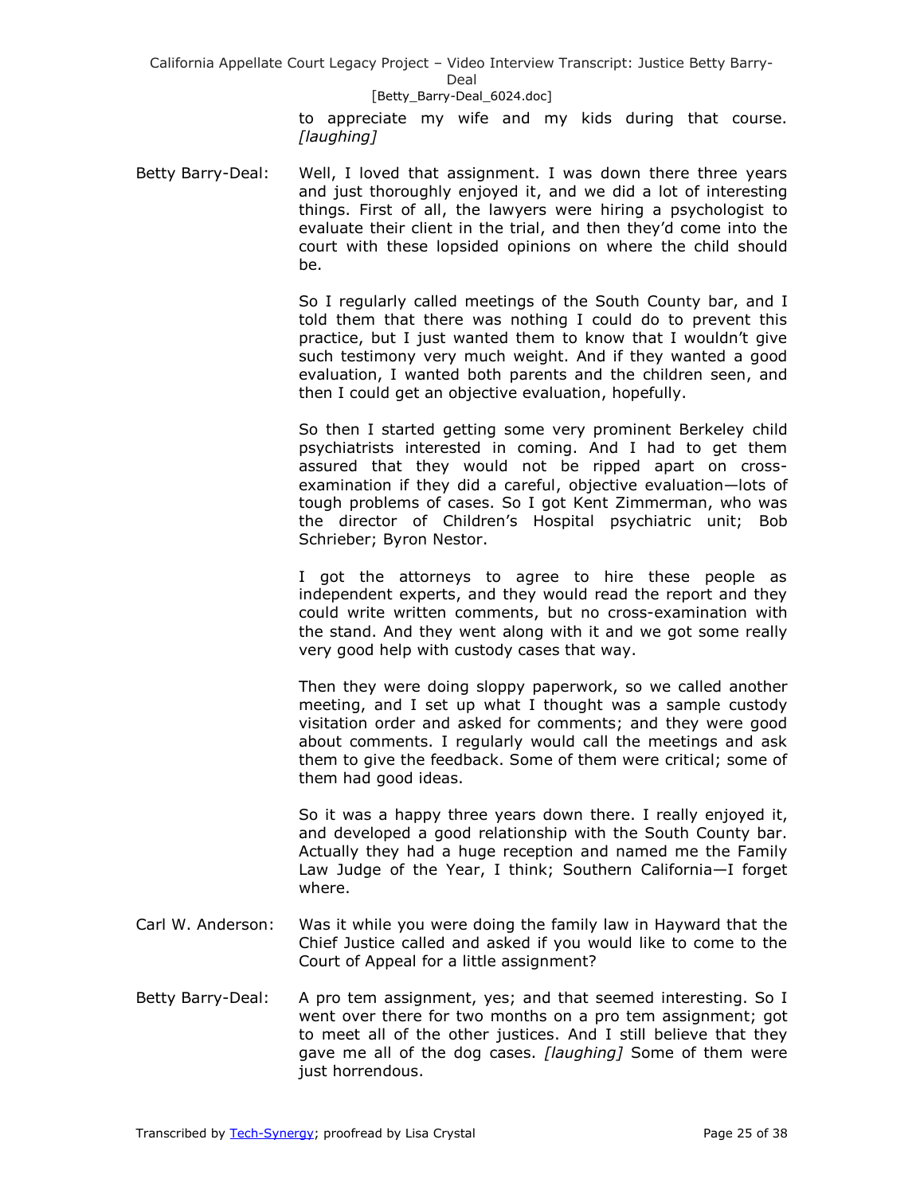to appreciate my wife and my kids during that course. *[laughing]*

Betty Barry-Deal: Well, I loved that assignment. I was down there three years and just thoroughly enjoyed it, and we did a lot of interesting things. First of all, the lawyers were hiring a psychologist to evaluate their client in the trial, and then they'd come into the court with these lopsided opinions on where the child should be.

So I regularly called meetings of the South County bar, and I told them that there was nothing I could do to prevent this practice, but I just wanted them to know that I wouldn't give such testimony very much weight. And if they wanted a good evaluation, I wanted both parents and the children seen, and then I could get an objective evaluation, hopefully.

So then I started getting some very prominent Berkeley child psychiatrists interested in coming. And I had to get them assured that they would not be ripped apart on cross-examination if they did a careful, objective evaluation—lots of tough problems of cases. So I got Kent Zimmerman, who was the director of Children's Hospital psychiatric unit; Bob Schrieber; Byron Nestor.

I got the attorneys to agree to hire these people as independent experts, and they would read the report and they could write written comments, but no cross-examination with the stand. And they went along with it and we got some really very good help with custody cases that way.

Then they were doing sloppy paperwork, so we called another meeting, and I set up what I thought was a sample custody visitation order and asked for comments; and they were good about comments. I regularly would call the meetings and ask them to give the feedback. Some of them were critical; some of them had good ideas.

So it was a happy three years down there. I really enjoyed it, and developed a good relationship with the South County bar. Actually they had a huge reception and named me the Family Law Judge of the Year, I think; Southern California—I forget where.

Carl W. Anderson: Was it while you were doing the family law in Hayward that the Chief Justice called and asked if you would like to come to the Court of Appeal for a little assignment?

Betty Barry-Deal: A pro tem assignment, yes; and that seemed interesting. So I went over there for two months on a pro tem assignment; got to meet all of the other justices. And I still believe that they gave me all of the dog cases. *[laughing]* Some of them were just horrendous.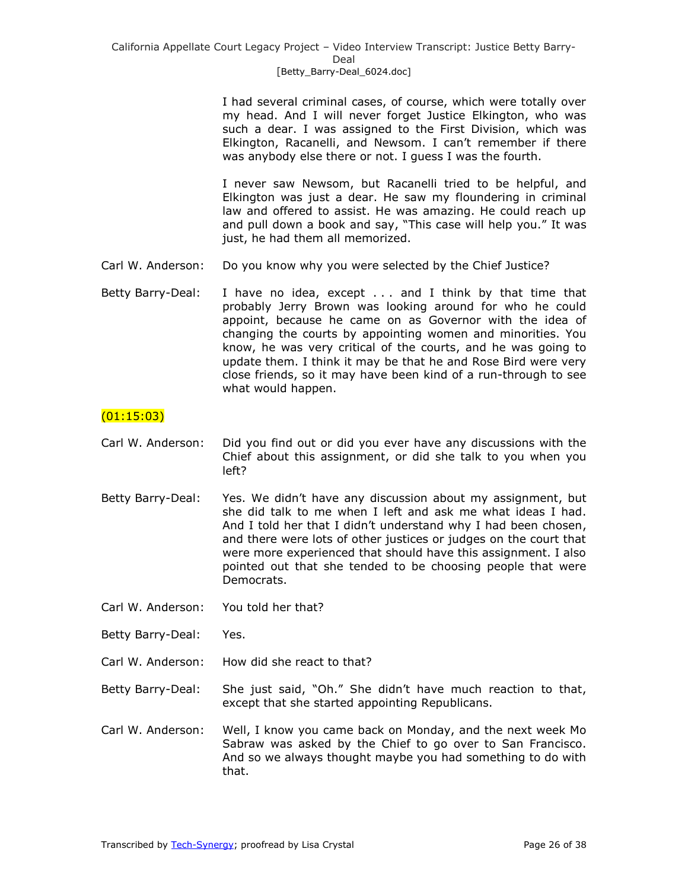I had several criminal cases, of course, which were totally over my head. And I will never forget Justice Elkington, who was such a dear. I was assigned to the First Division, which was Elkington, Racanelli, and Newsom. I can't remember if there was anybody else there or not. I guess I was the fourth.

I never saw Newsom, but Racanelli tried to be helpful, and Elkington was just a dear. He saw my floundering in criminal law and offered to assist. He was amazing. He could reach up and pull down a book and say, "This case will help you." It was just, he had them all memorized.

Carl W. Anderson: Do you know why you were selected by the Chief Justice?

Betty Barry-Deal: I have no idea, except . . . and I think by that time that probably Jerry Brown was looking around for who he could appoint, because he came on as Governor with the idea of changing the courts by appointing women and minorities. You know, he was very critical of the courts, and he was going to update them. I think it may be that he and Rose Bird were very close friends, so it may have been kind of a run-through to see what would happen.

(01:15:03)

Carl W. Anderson: Did you find out or did you ever have any discussions with the Chief about this assignment, or did she talk to you when you left?

Betty Barry-Deal: Yes. We didn't have any discussion about my assignment, but she did talk to me when I left and ask me what ideas I had. And I told her that I didn't understand why I had been chosen, and there were lots of other justices or judges on the court that were more experienced that should have this assignment. I also pointed out that she tended to be choosing people that were Democrats.

Carl W. Anderson: You told her that?

Betty Barry-Deal: Yes.

Carl W. Anderson: How did she react to that?

Betty Barry-Deal: She just said, "Oh." She didn't have much reaction to that, except that she started appointing Republicans.

Carl W. Anderson: Well, I know you came back on Monday, and the next week Mo Sabraw was asked by the Chief to go over to San Francisco. And so we always thought maybe you had something to do with that.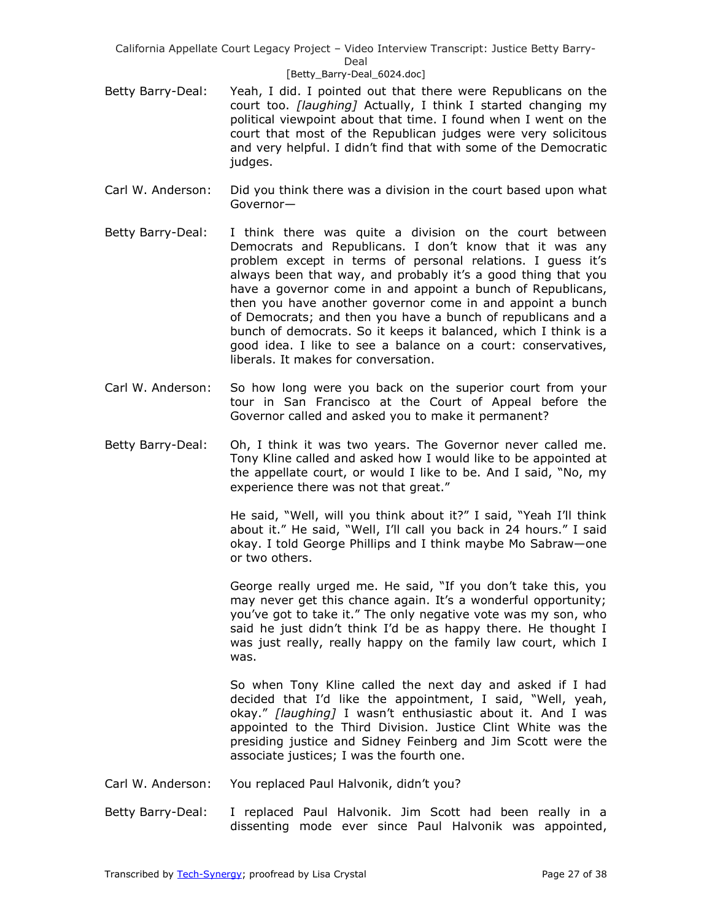**Betty Barry-Deal:** Yeah, I did. I pointed out that there were Republicans on the court too. *[laughing]* Actually, I think I started changing my political viewpoint about that time. I found when I went on the court that most of the Republican judges were very solicitous and very helpful. I didn't find that with some of the Democratic judges.

**Carl W. Anderson:** Did you think there was a division in the court based upon what Governor—

**Betty Barry-Deal:** I think there was quite a division on the court between Democrats and Republicans. I don't know that it was any problem except in terms of personal relations. I guess it's always been that way, and probably it's a good thing that you have a governor come in and appoint a bunch of Republicans, then you have another governor come in and appoint a bunch of Democrats; and then you have a bunch of republicans and a bunch of democrats. So it keeps it balanced, which I think is a good idea. I like to see a balance on a court: conservatives, liberals. It makes for conversation.

**Carl W. Anderson:** So how long were you back on the superior court from your tour in San Francisco at the Court of Appeal before the Governor called and asked you to make it permanent?

**Betty Barry-Deal:** Oh, I think it was two years. The Governor never called me. Tony Kline called and asked how I would like to be appointed at the appellate court, or would I like to be. And I said, "No, my experience there was not that great."

He said, "Well, will you think about it?" I said, "Yeah I'll think about it." He said, "Well, I'll call you back in 24 hours." I said okay. I told George Phillips and I think maybe Mo Sabraw—one or two others.

George really urged me. He said, "If you don't take this, you may never get this chance again. It's a wonderful opportunity; you've got to take it." The only negative vote was my son, who said he just didn't think I'd be as happy there. He thought I was just really, really happy on the family law court, which I was.

So when Tony Kline called the next day and asked if I had decided that I'd like the appointment, I said, "Well, yeah, okay." *[laughing]* I wasn't enthusiastic about it. And I was appointed to the Third Division. Justice Clint White was the presiding justice and Sidney Feinberg and Jim Scott were the associate justices; I was the fourth one.

**Carl W. Anderson:** You replaced Paul Halvonik, didn't you?

**Betty Barry-Deal:** I replaced Paul Halvonik. Jim Scott had been really in a dissenting mode ever since Paul Halvonik was appointed,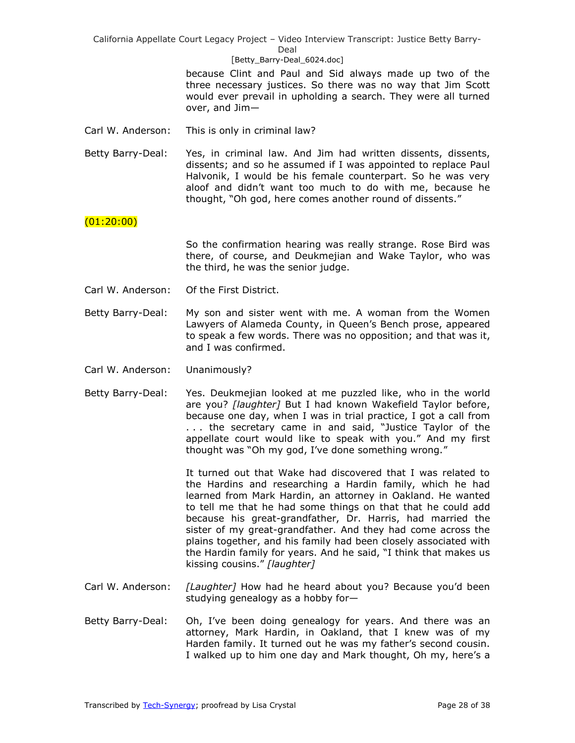because Clint and Paul and Sid always made up two of the three necessary justices. So there was no way that Jim Scott would ever prevail in upholding a search. They were all turned over, and Jim—

Carl W. Anderson: This is only in criminal law?

Betty Barry-Deal: Yes, in criminal law. And Jim had written dissents, dissents, dissents; and so he assumed if I was appointed to replace Paul Halvonik, I would be his female counterpart. So he was very aloof and didn't want too much to do with me, because he thought, "Oh god, here comes another round of dissents."

(01:20:00)

So the confirmation hearing was really strange. Rose Bird was there, of course, and Deukmejian and Wake Taylor, who was the third, he was the senior judge.

Carl W. Anderson: Of the First District.

Betty Barry-Deal: My son and sister went with me. A woman from the Women Lawyers of Alameda County, in Queen's Bench prose, appeared to speak a few words. There was no opposition; and that was it, and I was confirmed.

Carl W. Anderson: Unanimously?

Betty Barry-Deal: Yes. Deukmejian looked at me puzzled like, who in the world are you? *[laughter]* But I had known Wakefield Taylor before, because one day, when I was in trial practice, I got a call from . . . the secretary came in and said, "Justice Taylor of the appellate court would like to speak with you." And my first thought was "Oh my god, I've done something wrong."

It turned out that Wake had discovered that I was related to the Hardins and researching a Hardin family, which he had learned from Mark Hardin, an attorney in Oakland. He wanted to tell me that he had some things on that that he could add because his great-grandfather, Dr. Harris, had married the sister of my great-grandfather. And they had come across the plains together, and his family had been closely associated with the Hardin family for years. And he said, "I think that makes us kissing cousins." *[laughter]*

Carl W. Anderson: *[Laughter]* How had he heard about you? Because you'd been studying genealogy as a hobby for—

Betty Barry-Deal: Oh, I've been doing genealogy for years. And there was an attorney, Mark Hardin, in Oakland, that I knew was of my Harden family. It turned out he was my father's second cousin. I walked up to him one day and Mark thought, Oh my, here's a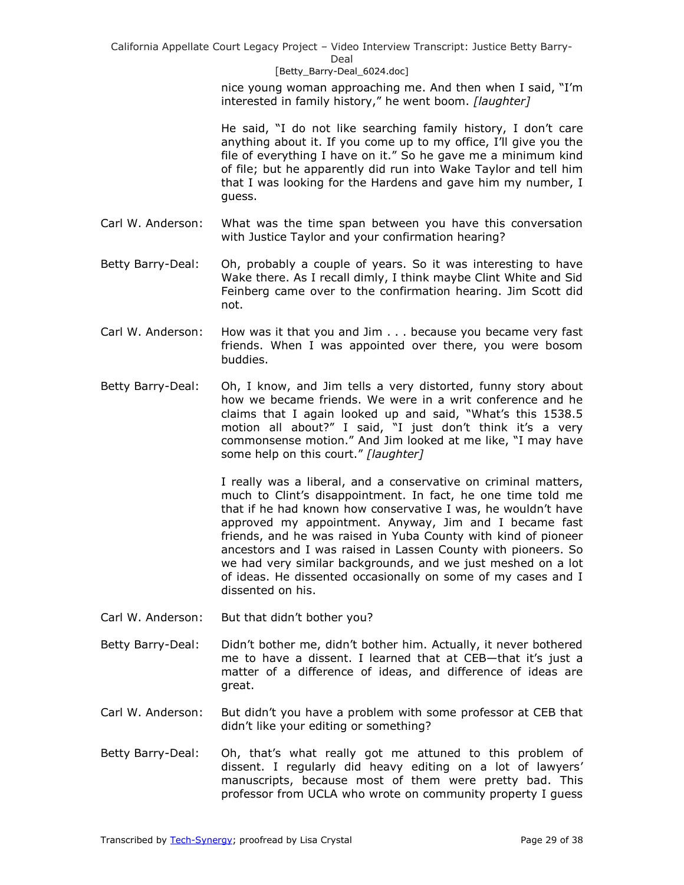nice young woman approaching me. And then when I said, "I'm interested in family history," he went boom. *[laughter]*

He said, "I do not like searching family history, I don't care anything about it. If you come up to my office, I'll give you the file of everything I have on it." So he gave me a minimum kind of file; but he apparently did run into Wake Taylor and tell him that I was looking for the Hardens and gave him my number, I guess.

Carl W. Anderson: What was the time span between you have this conversation with Justice Taylor and your confirmation hearing?

Betty Barry-Deal: Oh, probably a couple of years. So it was interesting to have Wake there. As I recall dimly, I think maybe Clint White and Sid Feinberg came over to the confirmation hearing. Jim Scott did not.

Carl W. Anderson: How was it that you and Jim . . . because you became very fast friends. When I was appointed over there, you were bosom buddies.

Betty Barry-Deal: Oh, I know, and Jim tells a very distorted, funny story about how we became friends. We were in a writ conference and he claims that I again looked up and said, "What's this 1538.5 motion all about?" I said, "I just don't think it's a very commonsense motion." And Jim looked at me like, "I may have some help on this court." *[laughter]*

I really was a liberal, and a conservative on criminal matters, much to Clint's disappointment. In fact, he one time told me that if he had known how conservative I was, he wouldn't have approved my appointment. Anyway, Jim and I became fast friends, and he was raised in Yuba County with kind of pioneer ancestors and I was raised in Lassen County with pioneers. So we had very similar backgrounds, and we just meshed on a lot of ideas. He dissented occasionally on some of my cases and I dissented on his.

Carl W. Anderson: But that didn't bother you?

Betty Barry-Deal: Didn't bother me, didn't bother him. Actually, it never bothered me to have a dissent. I learned that at CEB—that it's just a matter of a difference of ideas, and difference of ideas are great.

Carl W. Anderson: But didn't you have a problem with some professor at CEB that didn't like your editing or something?

Betty Barry-Deal: Oh, that's what really got me attuned to this problem of dissent. I regularly did heavy editing on a lot of lawyers' manuscripts, because most of them were pretty bad. This professor from UCLA who wrote on community property I guess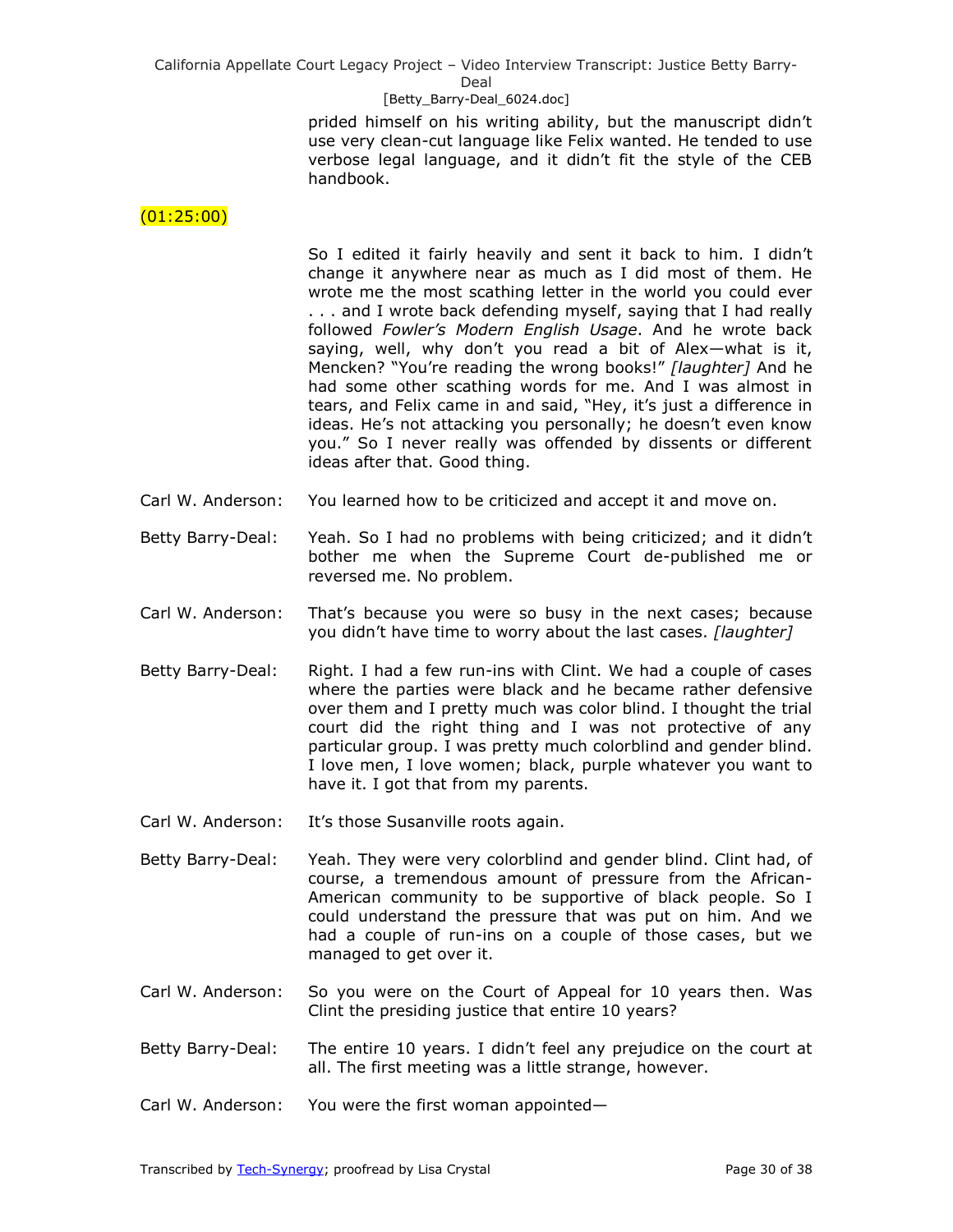prided himself on his writing ability, but the manuscript didn't use very clean-cut language like Felix wanted. He tended to use verbose legal language, and it didn't fit the style of the CEB handbook.

(01:25:00)

So I edited it fairly heavily and sent it back to him. I didn't change it anywhere near as much as I did most of them. He wrote me the most scathing letter in the world you could ever . . . and I wrote back defending myself, saying that I had really followed *Fowler's Modern English Usage*. And he wrote back saying, well, why don't you read a bit of Alex—what is it, Mencken? "You're reading the wrong books!" *[laughter]* And he had some other scathing words for me. And I was almost in tears, and Felix came in and said, "Hey, it's just a difference in ideas. He's not attacking you personally; he doesn't even know you." So I never really was offended by dissents or different ideas after that. Good thing.

Carl W. Anderson: You learned how to be criticized and accept it and move on.

Betty Barry-Deal: Yeah. So I had no problems with being criticized; and it didn't bother me when the Supreme Court de-published me or reversed me. No problem.

Carl W. Anderson: That's because you were so busy in the next cases; because you didn't have time to worry about the last cases. *[laughter]*

Betty Barry-Deal: Right. I had a few run-ins with Clint. We had a couple of cases where the parties were black and he became rather defensive over them and I pretty much was color blind. I thought the trial court did the right thing and I was not protective of any particular group. I was pretty much colorblind and gender blind. I love men, I love women; black, purple whatever you want to have it. I got that from my parents.

Carl W. Anderson: It's those Susanville roots again.

Betty Barry-Deal: Yeah. They were very colorblind and gender blind. Clint had, of course, a tremendous amount of pressure from the African-American community to be supportive of black people. So I could understand the pressure that was put on him. And we had a couple of run-ins on a couple of those cases, but we managed to get over it.

Carl W. Anderson: So you were on the Court of Appeal for 10 years then. Was Clint the presiding justice that entire 10 years?

Betty Barry-Deal: The entire 10 years. I didn't feel any prejudice on the court at all. The first meeting was a little strange, however.

Carl W. Anderson: You were the first woman appointed—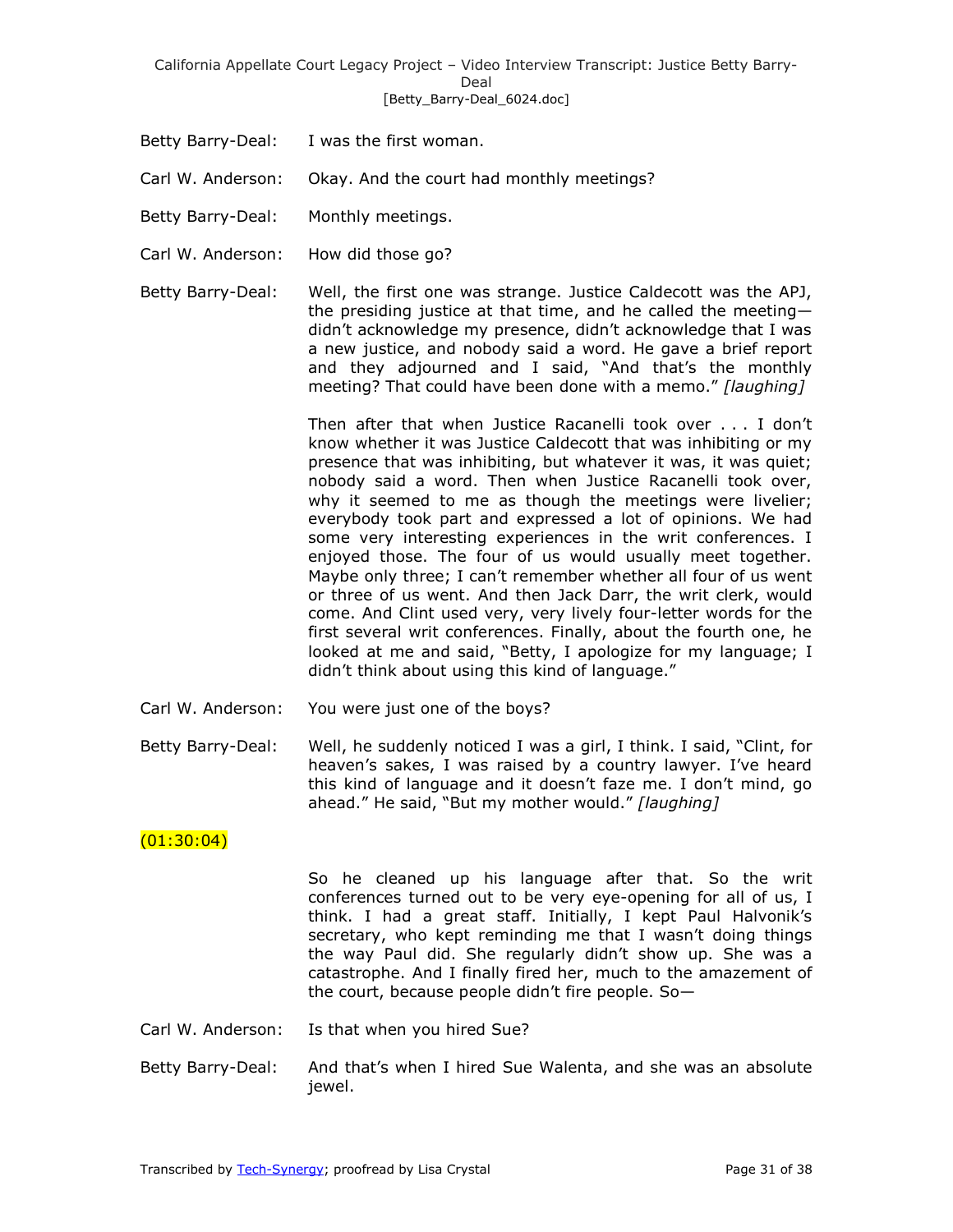Betty Barry-Deal: I was the first woman.

Carl W. Anderson: Okay. And the court had monthly meetings?

Betty Barry-Deal: Monthly meetings.

Carl W. Anderson: How did those go?

Betty Barry-Deal: Well, the first one was strange. Justice Caldecott was the APJ, the presiding justice at that time, and he called the meeting—didn't acknowledge my presence, didn't acknowledge that I was a new justice, and nobody said a word. He gave a brief report and they adjourned and I said, "And that's the monthly meeting? That could have been done with a memo." *[laughing]*

Then after that when Justice Racanelli took over . . . I don't know whether it was Justice Caldecott that was inhibiting or my presence that was inhibiting, but whatever it was, it was quiet; nobody said a word. Then when Justice Racanelli took over, why it seemed to me as though the meetings were livelier; everybody took part and expressed a lot of opinions. We had some very interesting experiences in the writ conferences. I enjoyed those. The four of us would usually meet together. Maybe only three; I can't remember whether all four of us went or three of us went. And then Jack Darr, the writ clerk, would come. And Clint used very, very lively four-letter words for the first several writ conferences. Finally, about the fourth one, he looked at me and said, "Betty, I apologize for my language; I didn't think about using this kind of language."

Carl W. Anderson: You were just one of the boys?

Betty Barry-Deal: Well, he suddenly noticed I was a girl, I think. I said, "Clint, for heaven's sakes, I was raised by a country lawyer. I've heard this kind of language and it doesn't faze me. I don't mind, go ahead." He said, "But my mother would." *[laughing]*

(01:30:04)

So he cleaned up his language after that. So the writ conferences turned out to be very eye-opening for all of us, I think. I had a great staff. Initially, I kept Paul Halvonik's secretary, who kept reminding me that I wasn't doing things the way Paul did. She regularly didn't show up. She was a catastrophe. And I finally fired her, much to the amazement of the court, because people didn't fire people. So—

Carl W. Anderson: Is that when you hired Sue?

Betty Barry-Deal: And that's when I hired Sue Walenta, and she was an absolute jewel.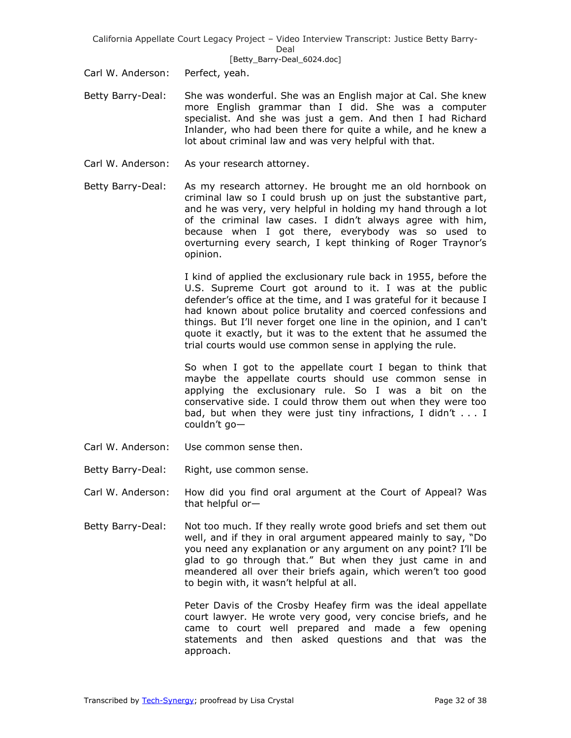Carl W. Anderson: Perfect, yeah.

Betty Barry-Deal: She was wonderful. She was an English major at Cal. She knew more English grammar than I did. She was a computer specialist. And she was just a gem. And then I had Richard Inlander, who had been there for quite a while, and he knew a lot about criminal law and was very helpful with that.

Carl W. Anderson: As your research attorney.

Betty Barry-Deal: As my research attorney. He brought me an old hornbook on criminal law so I could brush up on just the substantive part, and he was very, very helpful in holding my hand through a lot of the criminal law cases. I didn't always agree with him, because when I got there, everybody was so used to overturning every search, I kept thinking of Roger Traynor's opinion.

I kind of applied the exclusionary rule back in 1955, before the U.S. Supreme Court got around to it. I was at the public defender's office at the time, and I was grateful for it because I had known about police brutality and coerced confessions and things. But I'll never forget one line in the opinion, and I can't quote it exactly, but it was to the extent that he assumed the trial courts would use common sense in applying the rule.

So when I got to the appellate court I began to think that maybe the appellate courts should use common sense in applying the exclusionary rule. So I was a bit on the conservative side. I could throw them out when they were too bad, but when they were just tiny infractions, I didn't . . . I couldn't go—

Carl W. Anderson: Use common sense then.

Betty Barry-Deal: Right, use common sense.

Carl W. Anderson: How did you find oral argument at the Court of Appeal? Was that helpful or—

Betty Barry-Deal: Not too much. If they really wrote good briefs and set them out well, and if they in oral argument appeared mainly to say, "Do you need any explanation or any argument on any point? I'll be glad to go through that." But when they just came in and meandered all over their briefs again, which weren't too good to begin with, it wasn't helpful at all.

Peter Davis of the Crosby Heafey firm was the ideal appellate court lawyer. He wrote very good, very concise briefs, and he came to court well prepared and made a few opening statements and then asked questions and that was the approach.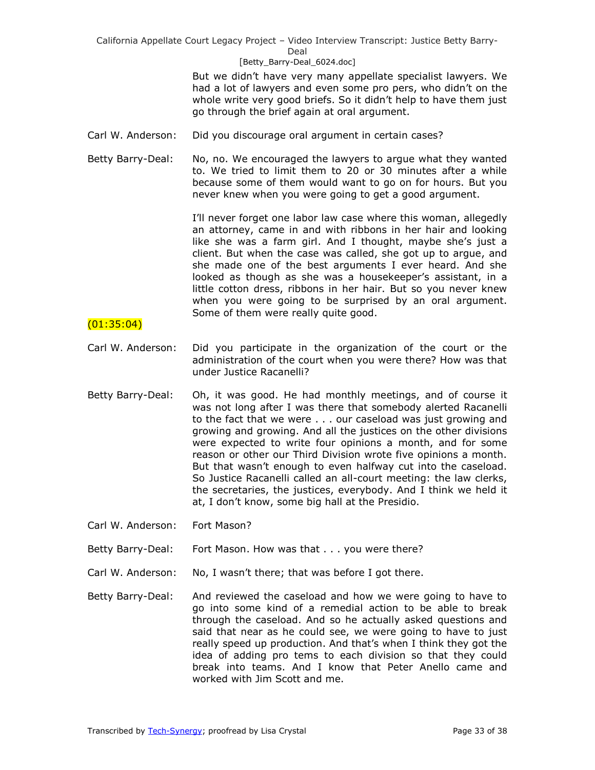But we didn't have very many appellate specialist lawyers. We had a lot of lawyers and even some pro pers, who didn't on the whole write very good briefs. So it didn't help to have them just go through the brief again at oral argument.

Carl W. Anderson: Did you discourage oral argument in certain cases?

Betty Barry-Deal: No, no. We encouraged the lawyers to argue what they wanted to. We tried to limit them to 20 or 30 minutes after a while because some of them would want to go on for hours. But you never knew when you were going to get a good argument.

I'll never forget one labor law case where this woman, allegedly an attorney, came in and with ribbons in her hair and looking like she was a farm girl. And I thought, maybe she's just a client. But when the case was called, she got up to argue, and she made one of the best arguments I ever heard. And she looked as though as she was a housekeeper's assistant, in a little cotton dress, ribbons in her hair. But so you never knew when you were going to be surprised by an oral argument. Some of them were really quite good.

(01:35:04)

Carl W. Anderson: Did you participate in the organization of the court or the administration of the court when you were there? How was that under Justice Racanelli?

Betty Barry-Deal: Oh, it was good. He had monthly meetings, and of course it was not long after I was there that somebody alerted Racanelli to the fact that we were . . . our caseload was just growing and growing and growing. And all the justices on the other divisions were expected to write four opinions a month, and for some reason or other our Third Division wrote five opinions a month. But that wasn't enough to even halfway cut into the caseload. So Justice Racanelli called an all-court meeting: the law clerks, the secretaries, the justices, everybody. And I think we held it at, I don't know, some big hall at the Presidio.

Carl W. Anderson: Fort Mason?

Betty Barry-Deal: Fort Mason. How was that . . . you were there?

Carl W. Anderson: No, I wasn't there; that was before I got there.

Betty Barry-Deal: And reviewed the caseload and how we were going to have to go into some kind of a remedial action to be able to break through the caseload. And so he actually asked questions and said that near as he could see, we were going to have to just really speed up production. And that's when I think they got the idea of adding pro tems to each division so that they could break into teams. And I know that Peter Anello came and worked with Jim Scott and me.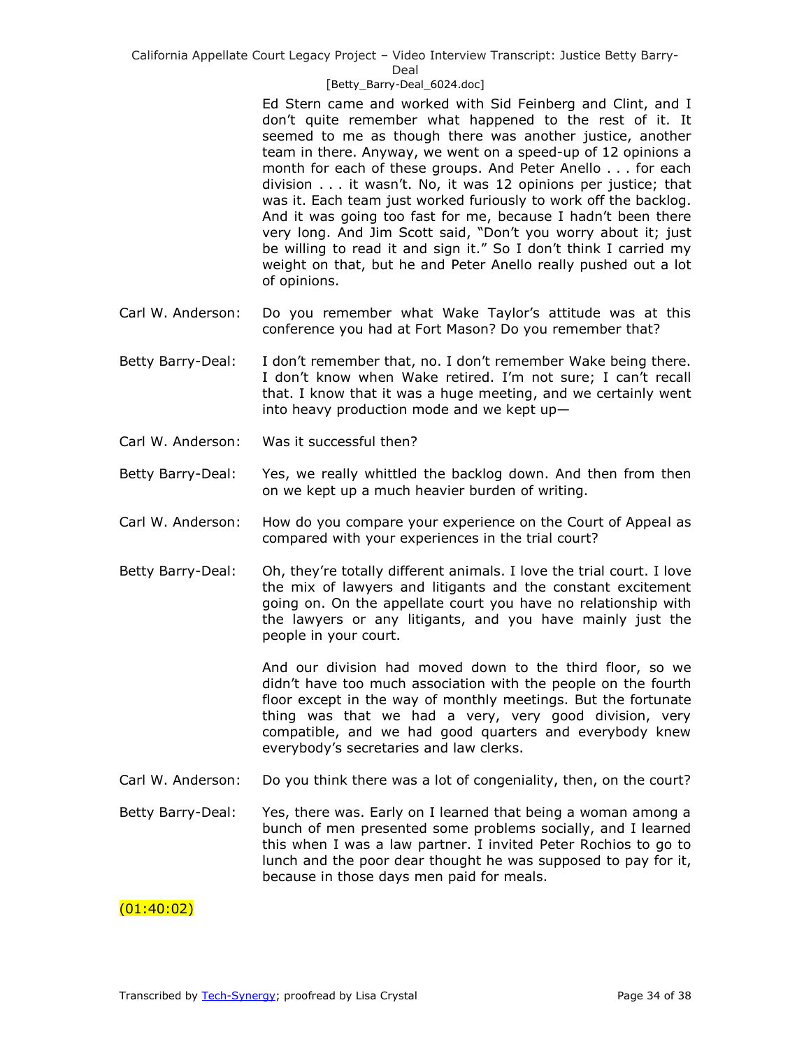Ed Stern came and worked with Sid Feinberg and Clint, and I don't quite remember what happened to the rest of it. It seemed to me as though there was another justice, another team in there. Anyway, we went on a speed-up of 12 opinions a month for each of these groups. And Peter Anello . . . for each division . . . it wasn't. No, it was 12 opinions per justice; that was it. Each team just worked furiously to work off the backlog. And it was going too fast for me, because I hadn't been there very long. And Jim Scott said, "Don't you worry about it; just be willing to read it and sign it." So I don't think I carried my weight on that, but he and Peter Anello really pushed out a lot of opinions.

Carl W. Anderson: Do you remember what Wake Taylor's attitude was at this conference you had at Fort Mason? Do you remember that?

Betty Barry-Deal: I don't remember that, no. I don't remember Wake being there. I don't know when Wake retired. I'm not sure; I can't recall that. I know that it was a huge meeting, and we certainly went into heavy production mode and we kept up—

Carl W. Anderson: Was it successful then?

Betty Barry-Deal: Yes, we really whittled the backlog down. And then from then on we kept up a much heavier burden of writing.

Carl W. Anderson: How do you compare your experience on the Court of Appeal as compared with your experiences in the trial court?

Betty Barry-Deal: Oh, they're totally different animals. I love the trial court. I love the mix of lawyers and litigants and the constant excitement going on. On the appellate court you have no relationship with the lawyers or any litigants, and you have mainly just the people in your court.

And our division had moved down to the third floor, so we didn't have too much association with the people on the fourth floor except in the way of monthly meetings. But the fortunate thing was that we had a very, very good division, very compatible, and we had good quarters and everybody knew everybody's secretaries and law clerks.

Carl W. Anderson: Do you think there was a lot of congeniality, then, on the court?

Betty Barry-Deal: Yes, there was. Early on I learned that being a woman among a bunch of men presented some problems socially, and I learned this when I was a law partner. I invited Peter Rochios to go to lunch and the poor dear thought he was supposed to pay for it, because in those days men paid for meals.

(01:40:02)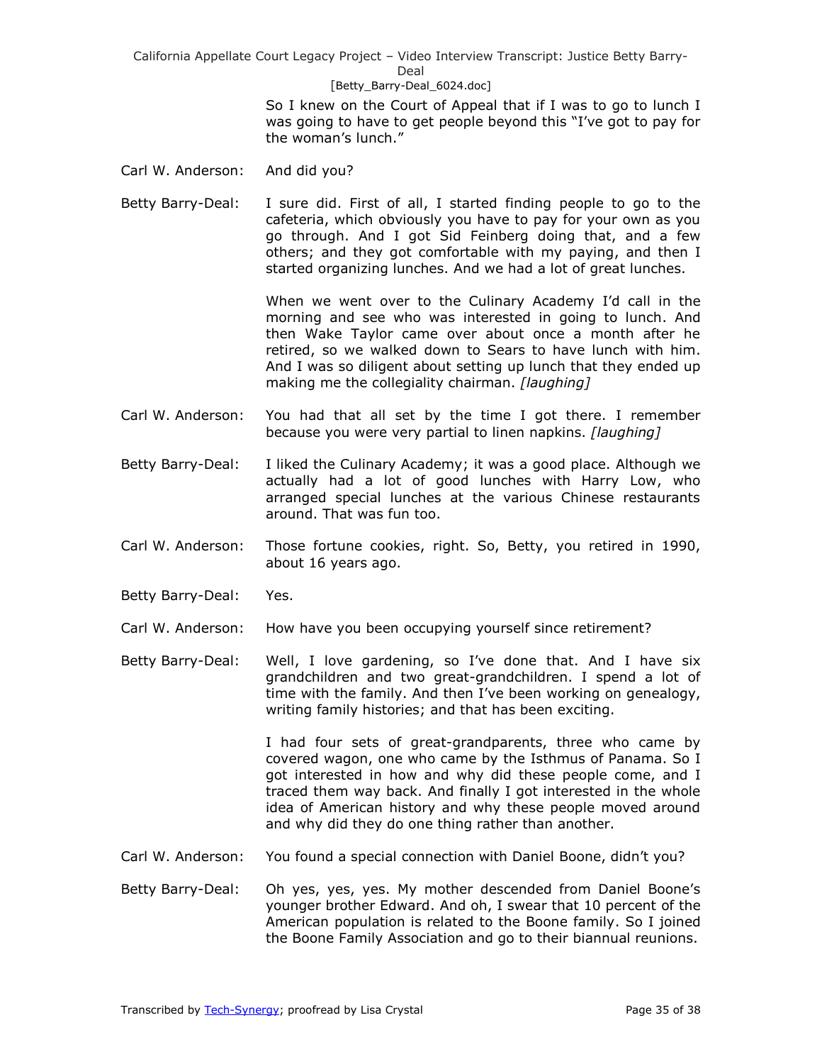So I knew on the Court of Appeal that if I was to go to lunch I was going to have to get people beyond this "I've got to pay for the woman's lunch."

Carl W. Anderson: And did you?

Betty Barry-Deal: I sure did. First of all, I started finding people to go to the cafeteria, which obviously you have to pay for your own as you go through. And I got Sid Feinberg doing that, and a few others; and they got comfortable with my paying, and then I started organizing lunches. And we had a lot of great lunches.

When we went over to the Culinary Academy I'd call in the morning and see who was interested in going to lunch. And then Wake Taylor came over about once a month after he retired, so we walked down to Sears to have lunch with him. And I was so diligent about setting up lunch that they ended up making me the collegiality chairman. *[laughing]*

Carl W. Anderson: You had that all set by the time I got there. I remember because you were very partial to linen napkins. *[laughing]*

Betty Barry-Deal: I liked the Culinary Academy; it was a good place. Although we actually had a lot of good lunches with Harry Low, who arranged special lunches at the various Chinese restaurants around. That was fun too.

Carl W. Anderson: Those fortune cookies, right. So, Betty, you retired in 1990, about 16 years ago.

Betty Barry-Deal: Yes.

Carl W. Anderson: How have you been occupying yourself since retirement?

Betty Barry-Deal: Well, I love gardening, so I've done that. And I have six grandchildren and two great-grandchildren. I spend a lot of time with the family. And then I've been working on genealogy, writing family histories; and that has been exciting.

I had four sets of great-grandparents, three who came by covered wagon, one who came by the Isthmus of Panama. So I got interested in how and why did these people come, and I traced them way back. And finally I got interested in the whole idea of American history and why these people moved around and why did they do one thing rather than another.

Carl W. Anderson: You found a special connection with Daniel Boone, didn't you?

Betty Barry-Deal: Oh yes, yes, yes. My mother descended from Daniel Boone's younger brother Edward. And oh, I swear that 10 percent of the American population is related to the Boone family. So I joined the Boone Family Association and go to their biannual reunions.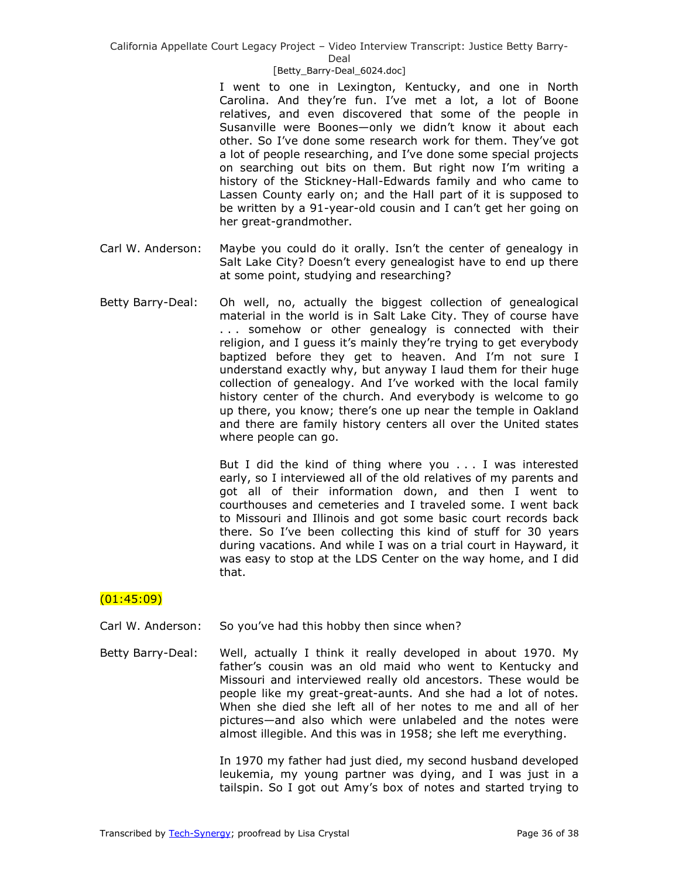I went to one in Lexington, Kentucky, and one in North Carolina. And they're fun. I've met a lot, a lot of Boone relatives, and even discovered that some of the people in Susanville were Boones—only we didn't know it about each other. So I've done some research work for them. They've got a lot of people researching, and I've done some special projects on searching out bits on them. But right now I'm writing a history of the Stickney-Hall-Edwards family and who came to Lassen County early on; and the Hall part of it is supposed to be written by a 91-year-old cousin and I can't get her going on her great-grandmother.

Carl W. Anderson: Maybe you could do it orally. Isn't the center of genealogy in Salt Lake City? Doesn't every genealogist have to end up there at some point, studying and researching?

Betty Barry-Deal: Oh well, no, actually the biggest collection of genealogical material in the world is in Salt Lake City. They of course have . . . somehow or other genealogy is connected with their religion, and I guess it's mainly they're trying to get everybody baptized before they get to heaven. And I'm not sure I understand exactly why, but anyway I laud them for their huge collection of genealogy. And I've worked with the local family history center of the church. And everybody is welcome to go up there, you know; there's one up near the temple in Oakland and there are family history centers all over the United states where people can go.

But I did the kind of thing where you . . . I was interested early, so I interviewed all of the old relatives of my parents and got all of their information down, and then I went to courthouses and cemeteries and I traveled some. I went back to Missouri and Illinois and got some basic court records back there. So I've been collecting this kind of stuff for 30 years during vacations. And while I was on a trial court in Hayward, it was easy to stop at the LDS Center on the way home, and I did that.

(01:45:09)

Carl W. Anderson: So you've had this hobby then since when?

Betty Barry-Deal: Well, actually I think it really developed in about 1970. My father's cousin was an old maid who went to Kentucky and Missouri and interviewed really old ancestors. These would be people like my great-great-aunts. And she had a lot of notes. When she died she left all of her notes to me and all of her pictures—and also which were unlabeled and the notes were almost illegible. And this was in 1958; she left me everything.

In 1970 my father had just died, my second husband developed leukemia, my young partner was dying, and I was just in a tailspin. So I got out Amy's box of notes and started trying to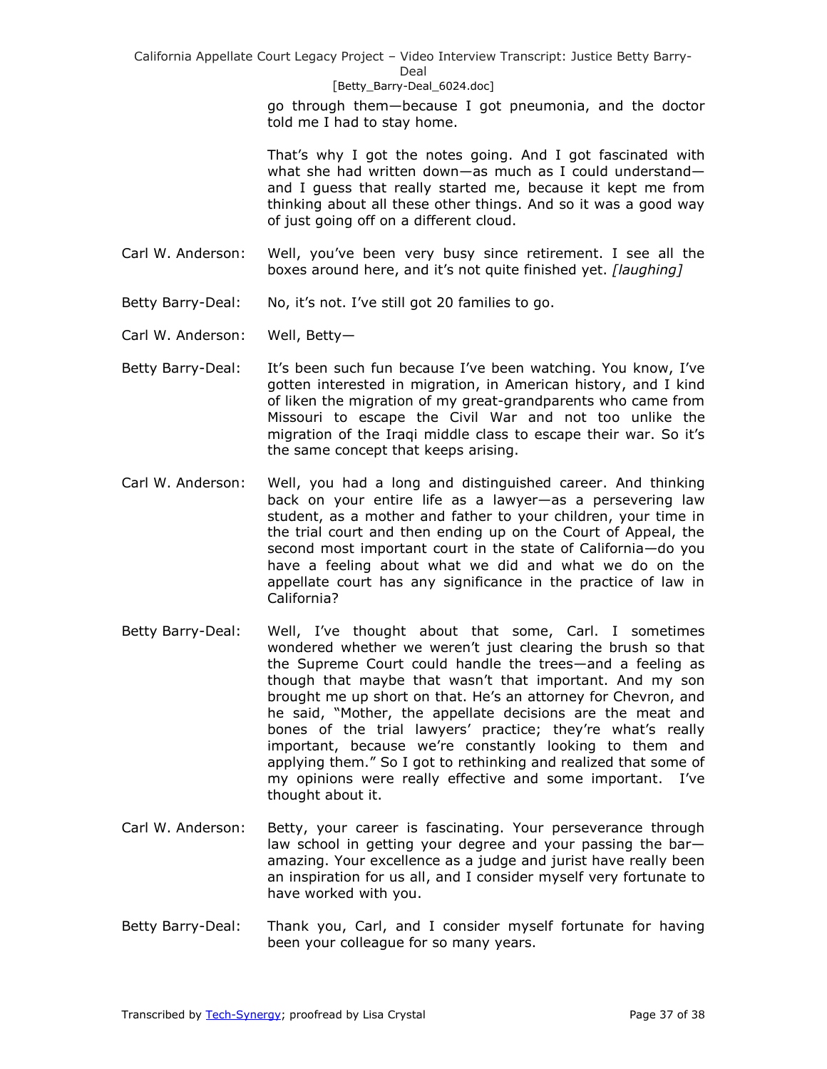go through them—because I got pneumonia, and the doctor told me I had to stay home.

That's why I got the notes going. And I got fascinated with what she had written down—as much as I could understand—and I guess that really started me, because it kept me from thinking about all these other things. And so it was a good way of just going off on a different cloud.

Carl W. Anderson: Well, you've been very busy since retirement. I see all the boxes around here, and it's not quite finished yet. *[laughing]*

Betty Barry-Deal: No, it's not. I've still got 20 families to go.

Carl W. Anderson: Well, Betty—

Betty Barry-Deal: It's been such fun because I've been watching. You know, I've gotten interested in migration, in American history, and I kind of liken the migration of my great-grandparents who came from Missouri to escape the Civil War and not too unlike the migration of the Iraqi middle class to escape their war. So it's the same concept that keeps arising.

Carl W. Anderson: Well, you had a long and distinguished career. And thinking back on your entire life as a lawyer—as a persevering law student, as a mother and father to your children, your time in the trial court and then ending up on the Court of Appeal, the second most important court in the state of California—do you have a feeling about what we did and what we do on the appellate court has any significance in the practice of law in California?

Betty Barry-Deal: Well, I've thought about that some, Carl. I sometimes wondered whether we weren't just clearing the brush so that the Supreme Court could handle the trees—and a feeling as though that maybe that wasn't that important. And my son brought me up short on that. He's an attorney for Chevron, and he said, "Mother, the appellate decisions are the meat and bones of the trial lawyers' practice; they're what's really important, because we're constantly looking to them and applying them." So I got to rethinking and realized that some of my opinions were really effective and some important. I've thought about it.

Carl W. Anderson: Betty, your career is fascinating. Your perseverance through law school in getting your degree and your passing the bar—amazing. Your excellence as a judge and jurist have really been an inspiration for us all, and I consider myself very fortunate to have worked with you.

Betty Barry-Deal: Thank you, Carl, and I consider myself fortunate for having been your colleague for so many years.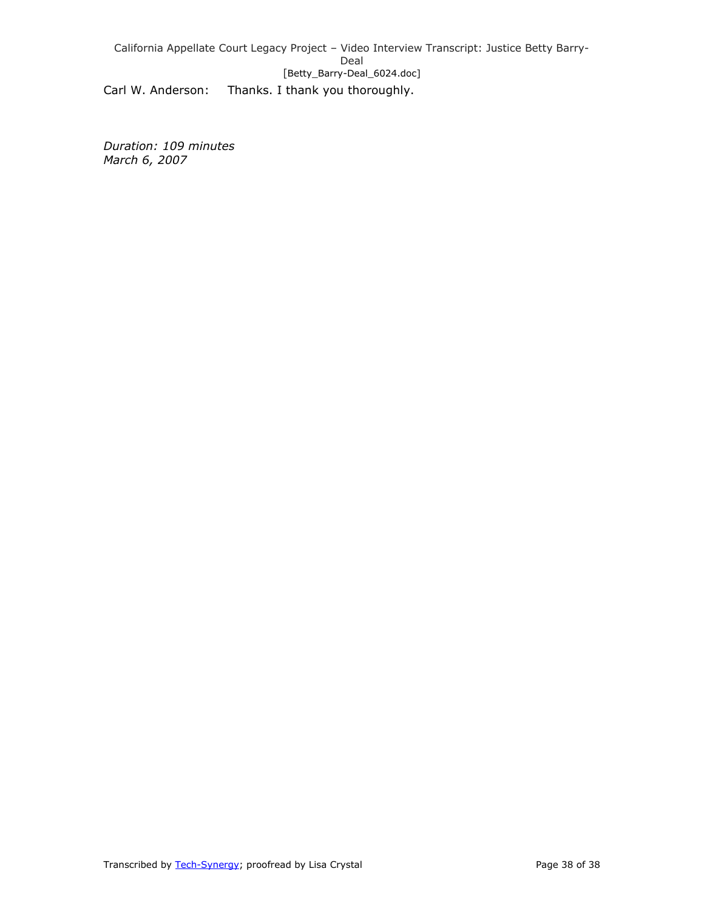Carl W. Anderson: Thanks. I thank you thoroughly.

*Duration: 109 minutes*
*March 6, 2007*